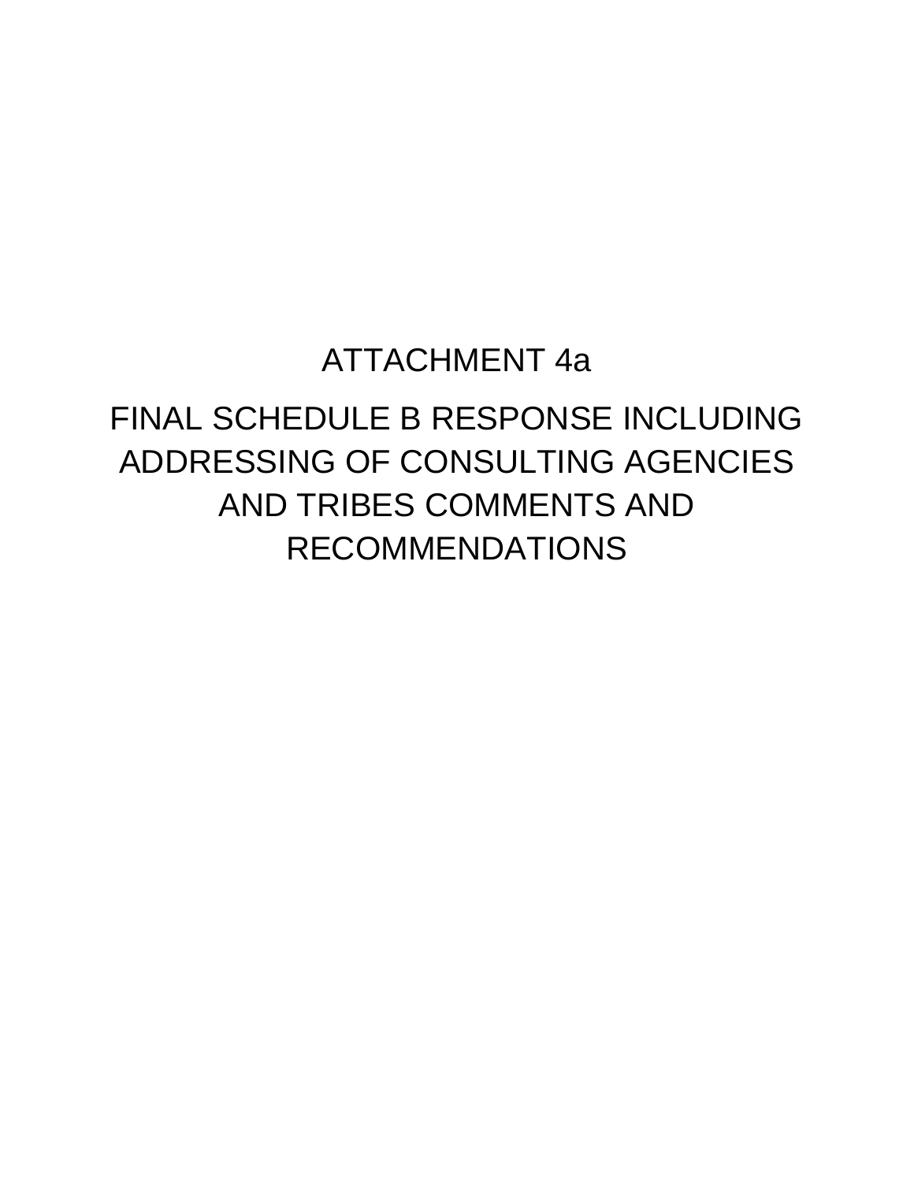# ATTACHMENT 4a

# FINAL SCHEDULE B RESPONSE INCLUDING ADDRESSING OF CONSULTING AGENCIES AND TRIBES COMMENTS AND RECOMMENDATIONS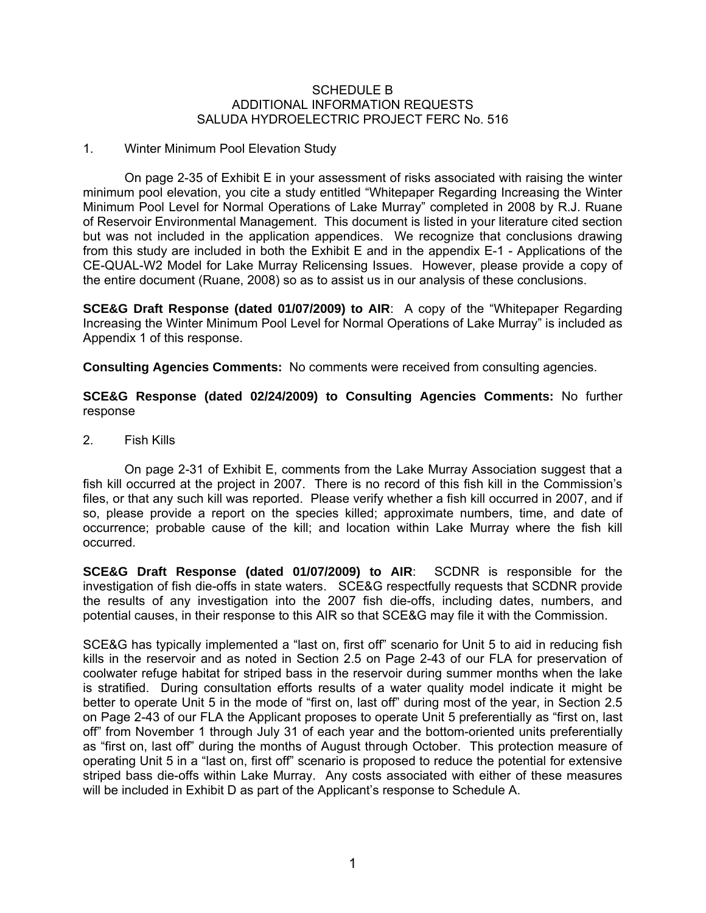# SCHEDULE B
## ADDITIONAL INFORMATION REQUESTS
## SALUDA HYDROELECTRIC PROJECT FERC No. 516

1. Winter Minimum Pool Elevation Study

On page 2-35 of Exhibit E in your assessment of risks associated with raising the winter minimum pool elevation, you cite a study entitled "Whitepaper Regarding Increasing the Winter Minimum Pool Level for Normal Operations of Lake Murray" completed in 2008 by R.J. Ruane of Reservoir Environmental Management. This document is listed in your literature cited section but was not included in the application appendices. We recognize that conclusions drawing from this study are included in both the Exhibit E and in the appendix E-1 - Applications of the CE-QUAL-W2 Model for Lake Murray Relicensing Issues. However, please provide a copy of the entire document (Ruane, 2008) so as to assist us in our analysis of these conclusions.

**SCE&G Draft Response (dated 01/07/2009) to AIR**: A copy of the "Whitepaper Regarding Increasing the Winter Minimum Pool Level for Normal Operations of Lake Murray" is included as Appendix 1 of this response.

**Consulting Agencies Comments:** No comments were received from consulting agencies.

**SCE&G Response (dated 02/24/2009) to Consulting Agencies Comments:** No further response

2. Fish Kills

On page 2-31 of Exhibit E, comments from the Lake Murray Association suggest that a fish kill occurred at the project in 2007. There is no record of this fish kill in the Commission's files, or that any such kill was reported. Please verify whether a fish kill occurred in 2007, and if so, please provide a report on the species killed; approximate numbers, time, and date of occurrence; probable cause of the kill; and location within Lake Murray where the fish kill occurred.

**SCE&G Draft Response (dated 01/07/2009) to AIR**: SCDNR is responsible for the investigation of fish die-offs in state waters. SCE&G respectfully requests that SCDNR provide the results of any investigation into the 2007 fish die-offs, including dates, numbers, and potential causes, in their response to this AIR so that SCE&G may file it with the Commission.

SCE&G has typically implemented a "last on, first off" scenario for Unit 5 to aid in reducing fish kills in the reservoir and as noted in Section 2.5 on Page 2-43 of our FLA for preservation of coolwater refuge habitat for striped bass in the reservoir during summer months when the lake is stratified. During consultation efforts results of a water quality model indicate it might be better to operate Unit 5 in the mode of "first on, last off" during most of the year, in Section 2.5 on Page 2-43 of our FLA the Applicant proposes to operate Unit 5 preferentially as "first on, last off" from November 1 through July 31 of each year and the bottom-oriented units preferentially as "first on, last off" during the months of August through October. This protection measure of operating Unit 5 in a "last on, first off" scenario is proposed to reduce the potential for extensive striped bass die-offs within Lake Murray. Any costs associated with either of these measures will be included in Exhibit D as part of the Applicant's response to Schedule A.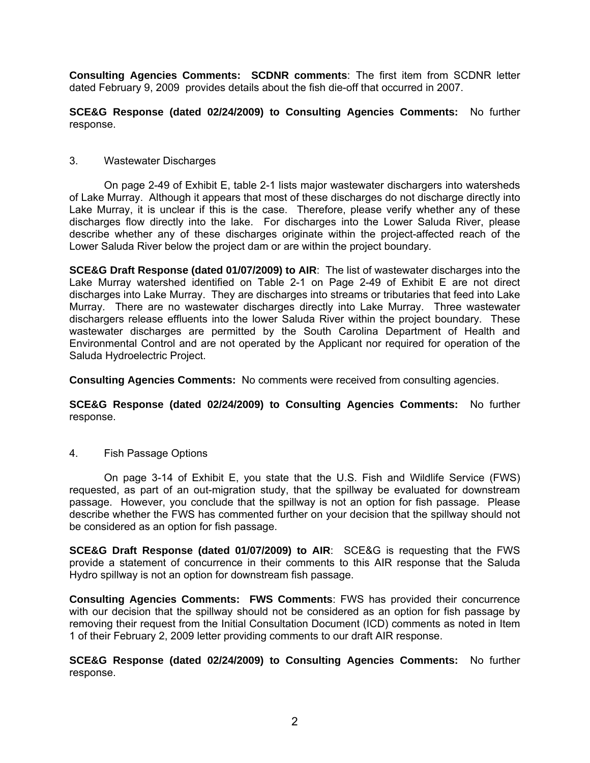**Consulting Agencies Comments: SCDNR comments**: The first item from SCDNR letter dated February 9, 2009 provides details about the fish die-off that occurred in 2007.

**SCE&G Response (dated 02/24/2009) to Consulting Agencies Comments:** No further response.

3. Wastewater Discharges

On page 2-49 of Exhibit E, table 2-1 lists major wastewater dischargers into watersheds of Lake Murray. Although it appears that most of these discharges do not discharge directly into Lake Murray, it is unclear if this is the case. Therefore, please verify whether any of these discharges flow directly into the lake. For discharges into the Lower Saluda River, please describe whether any of these discharges originate within the project-affected reach of the Lower Saluda River below the project dam or are within the project boundary.

**SCE&G Draft Response (dated 01/07/2009) to AIR**: The list of wastewater discharges into the Lake Murray watershed identified on Table 2-1 on Page 2-49 of Exhibit E are not direct discharges into Lake Murray. They are discharges into streams or tributaries that feed into Lake Murray. There are no wastewater discharges directly into Lake Murray. Three wastewater dischargers release effluents into the lower Saluda River within the project boundary. These wastewater discharges are permitted by the South Carolina Department of Health and Environmental Control and are not operated by the Applicant nor required for operation of the Saluda Hydroelectric Project.

**Consulting Agencies Comments:** No comments were received from consulting agencies.

**SCE&G Response (dated 02/24/2009) to Consulting Agencies Comments:** No further response.

4. Fish Passage Options

On page 3-14 of Exhibit E, you state that the U.S. Fish and Wildlife Service (FWS) requested, as part of an out-migration study, that the spillway be evaluated for downstream passage. However, you conclude that the spillway is not an option for fish passage. Please describe whether the FWS has commented further on your decision that the spillway should not be considered as an option for fish passage.

**SCE&G Draft Response (dated 01/07/2009) to AIR**: SCE&G is requesting that the FWS provide a statement of concurrence in their comments to this AIR response that the Saluda Hydro spillway is not an option for downstream fish passage.

**Consulting Agencies Comments: FWS Comments**: FWS has provided their concurrence with our decision that the spillway should not be considered as an option for fish passage by removing their request from the Initial Consultation Document (ICD) comments as noted in Item 1 of their February 2, 2009 letter providing comments to our draft AIR response.

**SCE&G Response (dated 02/24/2009) to Consulting Agencies Comments:** No further response.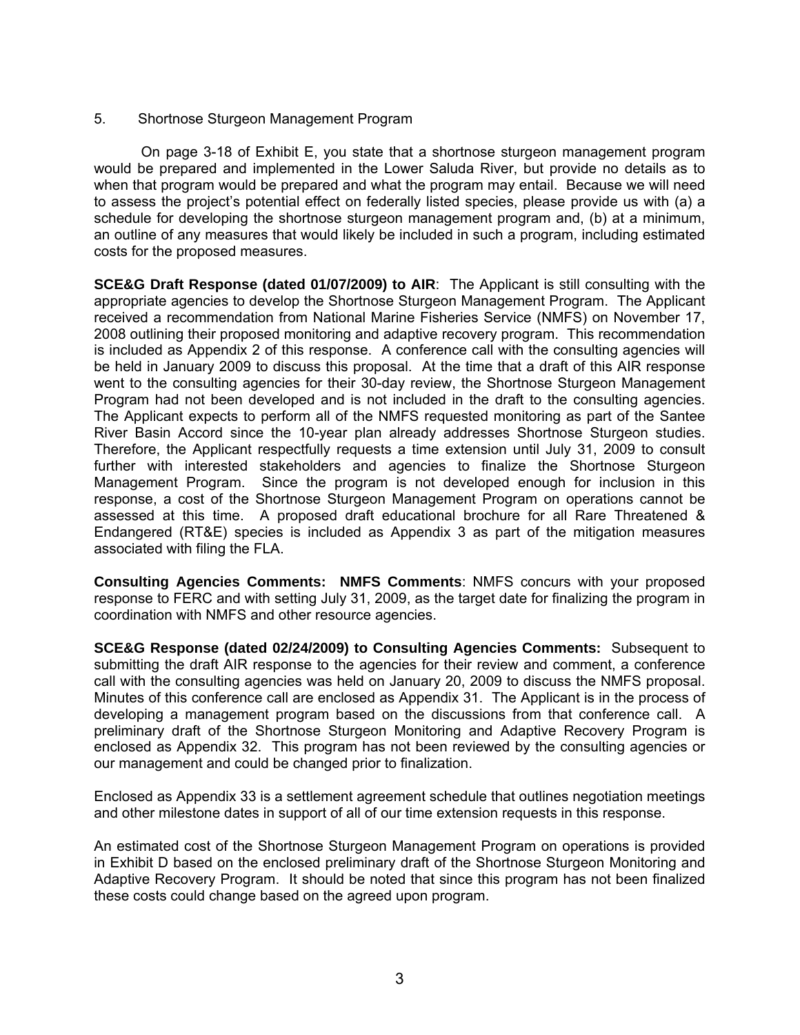5. Shortnose Sturgeon Management Program

On page 3-18 of Exhibit E, you state that a shortnose sturgeon management program would be prepared and implemented in the Lower Saluda River, but provide no details as to when that program would be prepared and what the program may entail. Because we will need to assess the project's potential effect on federally listed species, please provide us with (a) a schedule for developing the shortnose sturgeon management program and, (b) at a minimum, an outline of any measures that would likely be included in such a program, including estimated costs for the proposed measures.

**SCE&G Draft Response (dated 01/07/2009) to AIR**: The Applicant is still consulting with the appropriate agencies to develop the Shortnose Sturgeon Management Program. The Applicant received a recommendation from National Marine Fisheries Service (NMFS) on November 17, 2008 outlining their proposed monitoring and adaptive recovery program. This recommendation is included as Appendix 2 of this response. A conference call with the consulting agencies will be held in January 2009 to discuss this proposal. At the time that a draft of this AIR response went to the consulting agencies for their 30-day review, the Shortnose Sturgeon Management Program had not been developed and is not included in the draft to the consulting agencies. The Applicant expects to perform all of the NMFS requested monitoring as part of the Santee River Basin Accord since the 10-year plan already addresses Shortnose Sturgeon studies. Therefore, the Applicant respectfully requests a time extension until July 31, 2009 to consult further with interested stakeholders and agencies to finalize the Shortnose Sturgeon Management Program. Since the program is not developed enough for inclusion in this response, a cost of the Shortnose Sturgeon Management Program on operations cannot be assessed at this time. A proposed draft educational brochure for all Rare Threatened & Endangered (RT&E) species is included as Appendix 3 as part of the mitigation measures associated with filing the FLA.

**Consulting Agencies Comments: NMFS Comments**: NMFS concurs with your proposed response to FERC and with setting July 31, 2009, as the target date for finalizing the program in coordination with NMFS and other resource agencies.

**SCE&G Response (dated 02/24/2009) to Consulting Agencies Comments:** Subsequent to submitting the draft AIR response to the agencies for their review and comment, a conference call with the consulting agencies was held on January 20, 2009 to discuss the NMFS proposal. Minutes of this conference call are enclosed as Appendix 31. The Applicant is in the process of developing a management program based on the discussions from that conference call. A preliminary draft of the Shortnose Sturgeon Monitoring and Adaptive Recovery Program is enclosed as Appendix 32. This program has not been reviewed by the consulting agencies or our management and could be changed prior to finalization.

Enclosed as Appendix 33 is a settlement agreement schedule that outlines negotiation meetings and other milestone dates in support of all of our time extension requests in this response.

An estimated cost of the Shortnose Sturgeon Management Program on operations is provided in Exhibit D based on the enclosed preliminary draft of the Shortnose Sturgeon Monitoring and Adaptive Recovery Program. It should be noted that since this program has not been finalized these costs could change based on the agreed upon program.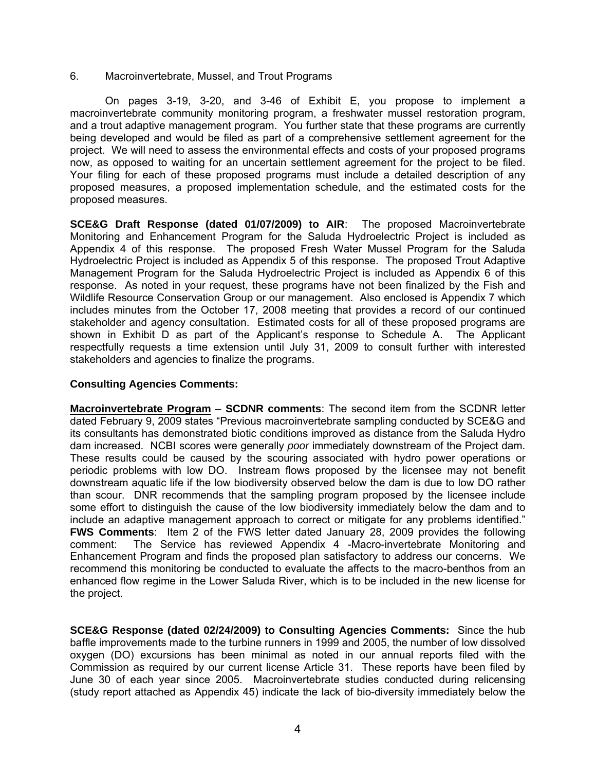6. Macroinvertebrate, Mussel, and Trout Programs

On pages 3-19, 3-20, and 3-46 of Exhibit E, you propose to implement a macroinvertebrate community monitoring program, a freshwater mussel restoration program, and a trout adaptive management program. You further state that these programs are currently being developed and would be filed as part of a comprehensive settlement agreement for the project. We will need to assess the environmental effects and costs of your proposed programs now, as opposed to waiting for an uncertain settlement agreement for the project to be filed. Your filing for each of these proposed programs must include a detailed description of any proposed measures, a proposed implementation schedule, and the estimated costs for the proposed measures.

**SCE&G Draft Response (dated 01/07/2009) to AIR**: The proposed Macroinvertebrate Monitoring and Enhancement Program for the Saluda Hydroelectric Project is included as Appendix 4 of this response. The proposed Fresh Water Mussel Program for the Saluda Hydroelectric Project is included as Appendix 5 of this response. The proposed Trout Adaptive Management Program for the Saluda Hydroelectric Project is included as Appendix 6 of this response. As noted in your request, these programs have not been finalized by the Fish and Wildlife Resource Conservation Group or our management. Also enclosed is Appendix 7 which includes minutes from the October 17, 2008 meeting that provides a record of our continued stakeholder and agency consultation. Estimated costs for all of these proposed programs are shown in Exhibit D as part of the Applicant's response to Schedule A. The Applicant respectfully requests a time extension until July 31, 2009 to consult further with interested stakeholders and agencies to finalize the programs.

**Consulting Agencies Comments:**

**Macroinvertebrate Program** – **SCDNR comments**: The second item from the SCDNR letter dated February 9, 2009 states "Previous macroinvertebrate sampling conducted by SCE&G and its consultants has demonstrated biotic conditions improved as distance from the Saluda Hydro dam increased. NCBI scores were generally *poor* immediately downstream of the Project dam. These results could be caused by the scouring associated with hydro power operations or periodic problems with low DO. Instream flows proposed by the licensee may not benefit downstream aquatic life if the low biodiversity observed below the dam is due to low DO rather than scour. DNR recommends that the sampling program proposed by the licensee include some effort to distinguish the cause of the low biodiversity immediately below the dam and to include an adaptive management approach to correct or mitigate for any problems identified." **FWS Comments**: Item 2 of the FWS letter dated January 28, 2009 provides the following comment: The Service has reviewed Appendix 4 -Macro-invertebrate Monitoring and Enhancement Program and finds the proposed plan satisfactory to address our concerns. We recommend this monitoring be conducted to evaluate the affects to the macro-benthos from an enhanced flow regime in the Lower Saluda River, which is to be included in the new license for the project.

**SCE&G Response (dated 02/24/2009) to Consulting Agencies Comments:** Since the hub baffle improvements made to the turbine runners in 1999 and 2005, the number of low dissolved oxygen (DO) excursions has been minimal as noted in our annual reports filed with the Commission as required by our current license Article 31. These reports have been filed by June 30 of each year since 2005. Macroinvertebrate studies conducted during relicensing (study report attached as Appendix 45) indicate the lack of bio-diversity immediately below the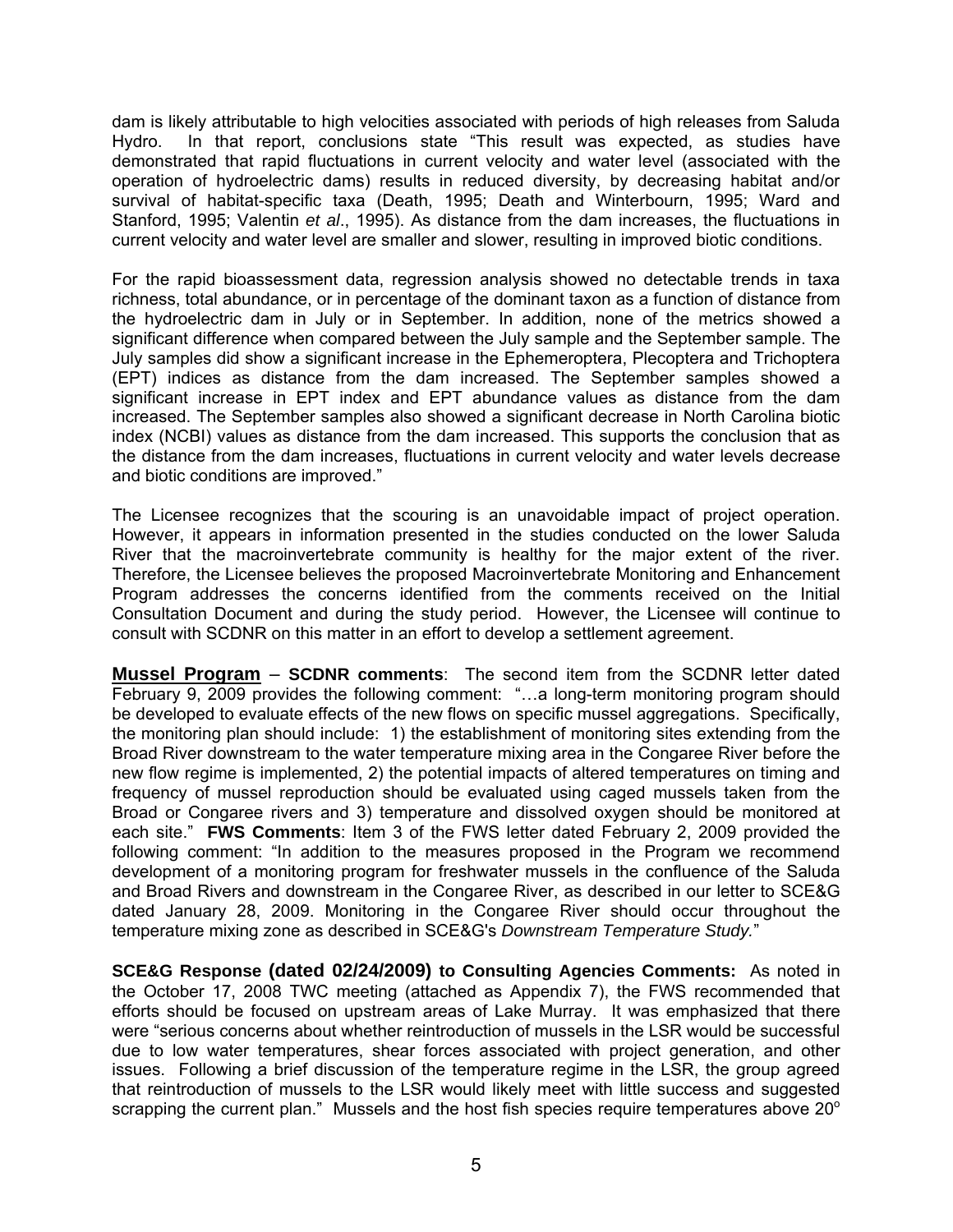dam is likely attributable to high velocities associated with periods of high releases from Saluda Hydro. In that report, conclusions state "This result was expected, as studies have demonstrated that rapid fluctuations in current velocity and water level (associated with the operation of hydroelectric dams) results in reduced diversity, by decreasing habitat and/or survival of habitat-specific taxa (Death, 1995; Death and Winterbourn, 1995; Ward and Stanford, 1995; Valentin *et al*., 1995). As distance from the dam increases, the fluctuations in current velocity and water level are smaller and slower, resulting in improved biotic conditions.

For the rapid bioassessment data, regression analysis showed no detectable trends in taxa richness, total abundance, or in percentage of the dominant taxon as a function of distance from the hydroelectric dam in July or in September. In addition, none of the metrics showed a significant difference when compared between the July sample and the September sample. The July samples did show a significant increase in the Ephemeroptera, Plecoptera and Trichoptera (EPT) indices as distance from the dam increased. The September samples showed a significant increase in EPT index and EPT abundance values as distance from the dam increased. The September samples also showed a significant decrease in North Carolina biotic index (NCBI) values as distance from the dam increased. This supports the conclusion that as the distance from the dam increases, fluctuations in current velocity and water levels decrease and biotic conditions are improved."

The Licensee recognizes that the scouring is an unavoidable impact of project operation. However, it appears in information presented in the studies conducted on the lower Saluda River that the macroinvertebrate community is healthy for the major extent of the river. Therefore, the Licensee believes the proposed Macroinvertebrate Monitoring and Enhancement Program addresses the concerns identified from the comments received on the Initial Consultation Document and during the study period. However, the Licensee will continue to consult with SCDNR on this matter in an effort to develop a settlement agreement.

**Mussel Program** – **SCDNR comments**: The second item from the SCDNR letter dated February 9, 2009 provides the following comment: "…a long-term monitoring program should be developed to evaluate effects of the new flows on specific mussel aggregations. Specifically, the monitoring plan should include: 1) the establishment of monitoring sites extending from the Broad River downstream to the water temperature mixing area in the Congaree River before the new flow regime is implemented, 2) the potential impacts of altered temperatures on timing and frequency of mussel reproduction should be evaluated using caged mussels taken from the Broad or Congaree rivers and 3) temperature and dissolved oxygen should be monitored at each site." **FWS Comments**: Item 3 of the FWS letter dated February 2, 2009 provided the following comment: "In addition to the measures proposed in the Program we recommend development of a monitoring program for freshwater mussels in the confluence of the Saluda and Broad Rivers and downstream in the Congaree River, as described in our letter to SCE&G dated January 28, 2009. Monitoring in the Congaree River should occur throughout the temperature mixing zone as described in SCE&G's *Downstream Temperature Study.*"

**SCE&G Response (dated 02/24/2009) to Consulting Agencies Comments:** As noted in the October 17, 2008 TWC meeting (attached as Appendix 7), the FWS recommended that efforts should be focused on upstream areas of Lake Murray. It was emphasized that there were "serious concerns about whether reintroduction of mussels in the LSR would be successful due to low water temperatures, shear forces associated with project generation, and other issues. Following a brief discussion of the temperature regime in the LSR, the group agreed that reintroduction of mussels to the LSR would likely meet with little success and suggested scrapping the current plan." Mussels and the host fish species require temperatures above 20$^{o}$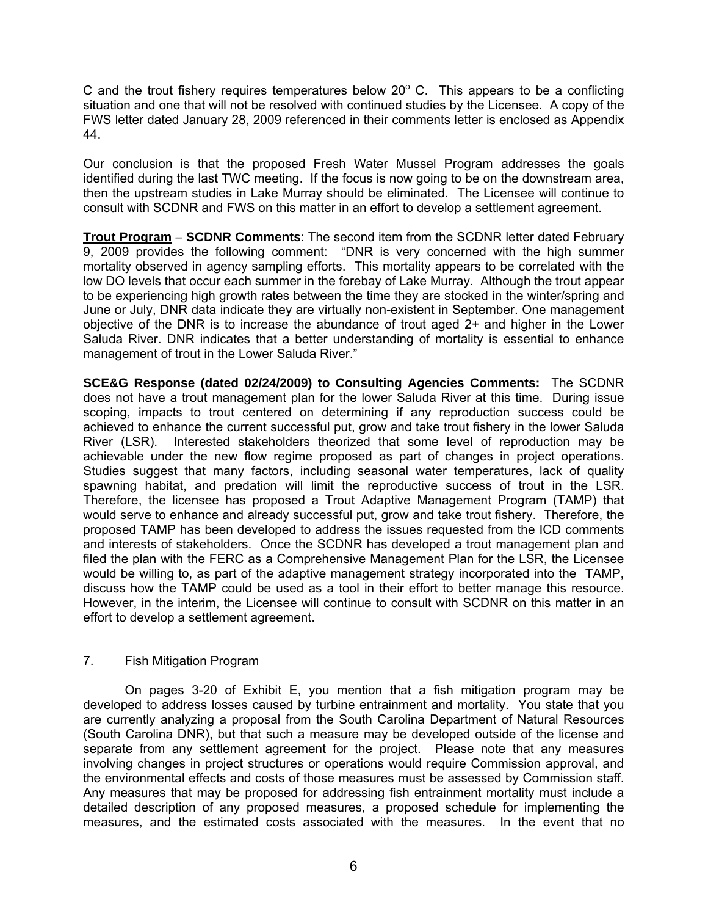C and the trout fishery requires temperatures below $20^{o}$ C. This appears to be a conflicting situation and one that will not be resolved with continued studies by the Licensee. A copy of the FWS letter dated January 28, 2009 referenced in their comments letter is enclosed as Appendix 44.

Our conclusion is that the proposed Fresh Water Mussel Program addresses the goals identified during the last TWC meeting. If the focus is now going to be on the downstream area, then the upstream studies in Lake Murray should be eliminated. The Licensee will continue to consult with SCDNR and FWS on this matter in an effort to develop a settlement agreement.

**Trout Program** – **SCDNR Comments**: The second item from the SCDNR letter dated February 9, 2009 provides the following comment: "DNR is very concerned with the high summer mortality observed in agency sampling efforts. This mortality appears to be correlated with the low DO levels that occur each summer in the forebay of Lake Murray. Although the trout appear to be experiencing high growth rates between the time they are stocked in the winter/spring and June or July, DNR data indicate they are virtually non-existent in September. One management objective of the DNR is to increase the abundance of trout aged 2+ and higher in the Lower Saluda River. DNR indicates that a better understanding of mortality is essential to enhance management of trout in the Lower Saluda River."

**SCE&G Response (dated 02/24/2009) to Consulting Agencies Comments:** The SCDNR does not have a trout management plan for the lower Saluda River at this time. During issue scoping, impacts to trout centered on determining if any reproduction success could be achieved to enhance the current successful put, grow and take trout fishery in the lower Saluda River (LSR). Interested stakeholders theorized that some level of reproduction may be achievable under the new flow regime proposed as part of changes in project operations. Studies suggest that many factors, including seasonal water temperatures, lack of quality spawning habitat, and predation will limit the reproductive success of trout in the LSR. Therefore, the licensee has proposed a Trout Adaptive Management Program (TAMP) that would serve to enhance and already successful put, grow and take trout fishery. Therefore, the proposed TAMP has been developed to address the issues requested from the ICD comments and interests of stakeholders. Once the SCDNR has developed a trout management plan and filed the plan with the FERC as a Comprehensive Management Plan for the LSR, the Licensee would be willing to, as part of the adaptive management strategy incorporated into the TAMP, discuss how the TAMP could be used as a tool in their effort to better manage this resource. However, in the interim, the Licensee will continue to consult with SCDNR on this matter in an effort to develop a settlement agreement.

7. Fish Mitigation Program

On pages 3-20 of Exhibit E, you mention that a fish mitigation program may be developed to address losses caused by turbine entrainment and mortality. You state that you are currently analyzing a proposal from the South Carolina Department of Natural Resources (South Carolina DNR), but that such a measure may be developed outside of the license and separate from any settlement agreement for the project. Please note that any measures involving changes in project structures or operations would require Commission approval, and the environmental effects and costs of those measures must be assessed by Commission staff. Any measures that may be proposed for addressing fish entrainment mortality must include a detailed description of any proposed measures, a proposed schedule for implementing the measures, and the estimated costs associated with the measures. In the event that no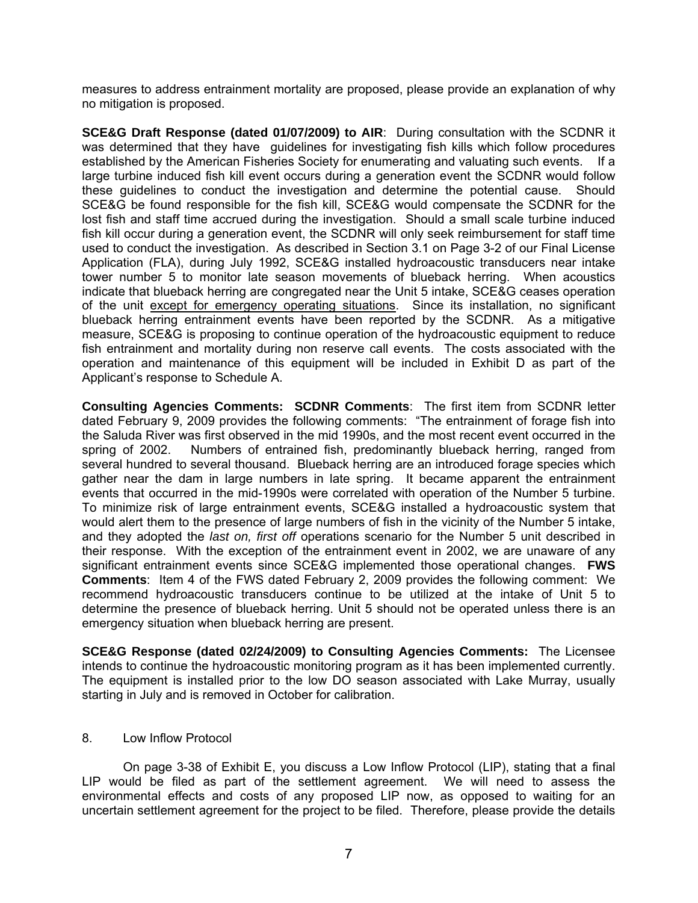measures to address entrainment mortality are proposed, please provide an explanation of why no mitigation is proposed.

**SCE&G Draft Response (dated 01/07/2009) to AIR**: During consultation with the SCDNR it was determined that they have guidelines for investigating fish kills which follow procedures established by the American Fisheries Society for enumerating and valuating such events. If a large turbine induced fish kill event occurs during a generation event the SCDNR would follow these guidelines to conduct the investigation and determine the potential cause. Should SCE&G be found responsible for the fish kill, SCE&G would compensate the SCDNR for the lost fish and staff time accrued during the investigation. Should a small scale turbine induced fish kill occur during a generation event, the SCDNR will only seek reimbursement for staff time used to conduct the investigation. As described in Section 3.1 on Page 3-2 of our Final License Application (FLA), during July 1992, SCE&G installed hydroacoustic transducers near intake tower number 5 to monitor late season movements of blueback herring. When acoustics indicate that blueback herring are congregated near the Unit 5 intake, SCE&G ceases operation of the unit <u>except for emergency operating situations</u>. Since its installation, no significant blueback herring entrainment events have been reported by the SCDNR. As a mitigative measure, SCE&G is proposing to continue operation of the hydroacoustic equipment to reduce fish entrainment and mortality during non reserve call events. The costs associated with the operation and maintenance of this equipment will be included in Exhibit D as part of the Applicant's response to Schedule A.

**Consulting Agencies Comments: SCDNR Comments**: The first item from SCDNR letter dated February 9, 2009 provides the following comments: "The entrainment of forage fish into the Saluda River was first observed in the mid 1990s, and the most recent event occurred in the spring of 2002. Numbers of entrained fish, predominantly blueback herring, ranged from several hundred to several thousand. Blueback herring are an introduced forage species which gather near the dam in large numbers in late spring. It became apparent the entrainment events that occurred in the mid-1990s were correlated with operation of the Number 5 turbine. To minimize risk of large entrainment events, SCE&G installed a hydroacoustic system that would alert them to the presence of large numbers of fish in the vicinity of the Number 5 intake, and they adopted the *last on, first off* operations scenario for the Number 5 unit described in their response. With the exception of the entrainment event in 2002, we are unaware of any significant entrainment events since SCE&G implemented those operational changes. **FWS Comments**: Item 4 of the FWS dated February 2, 2009 provides the following comment: We recommend hydroacoustic transducers continue to be utilized at the intake of Unit 5 to determine the presence of blueback herring. Unit 5 should not be operated unless there is an emergency situation when blueback herring are present.

**SCE&G Response (dated 02/24/2009) to Consulting Agencies Comments:** The Licensee intends to continue the hydroacoustic monitoring program as it has been implemented currently. The equipment is installed prior to the low DO season associated with Lake Murray, usually starting in July and is removed in October for calibration.

8. Low Inflow Protocol

On page 3-38 of Exhibit E, you discuss a Low Inflow Protocol (LIP), stating that a final LIP would be filed as part of the settlement agreement. We will need to assess the environmental effects and costs of any proposed LIP now, as opposed to waiting for an uncertain settlement agreement for the project to be filed. Therefore, please provide the details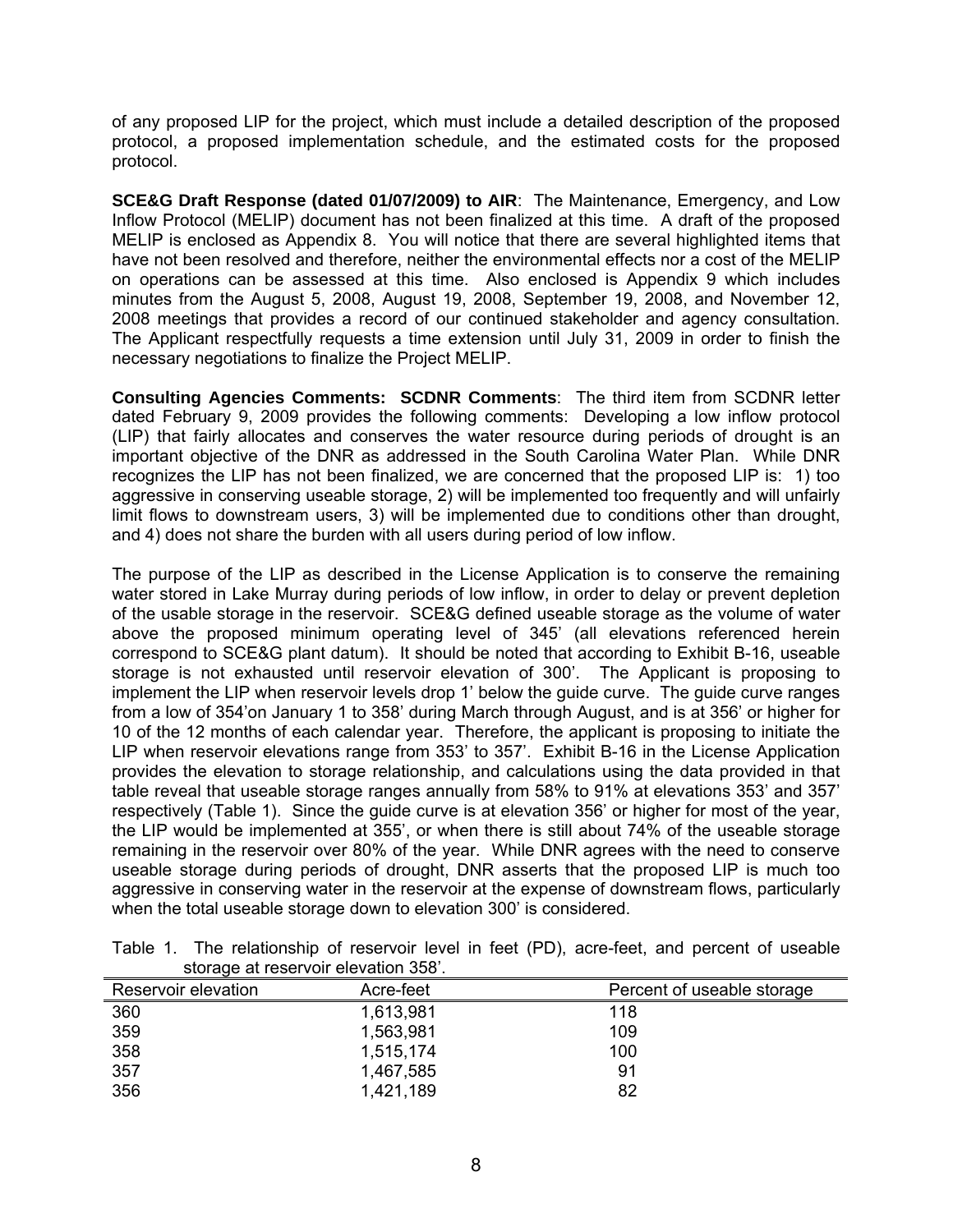of any proposed LIP for the project, which must include a detailed description of the proposed protocol, a proposed implementation schedule, and the estimated costs for the proposed protocol.

**SCE&G Draft Response (dated 01/07/2009) to AIR**: The Maintenance, Emergency, and Low Inflow Protocol (MELIP) document has not been finalized at this time. A draft of the proposed MELIP is enclosed as Appendix 8. You will notice that there are several highlighted items that have not been resolved and therefore, neither the environmental effects nor a cost of the MELIP on operations can be assessed at this time. Also enclosed is Appendix 9 which includes minutes from the August 5, 2008, August 19, 2008, September 19, 2008, and November 12, 2008 meetings that provides a record of our continued stakeholder and agency consultation. The Applicant respectfully requests a time extension until July 31, 2009 in order to finish the necessary negotiations to finalize the Project MELIP.

**Consulting Agencies Comments: SCDNR Comments**: The third item from SCDNR letter dated February 9, 2009 provides the following comments: Developing a low inflow protocol (LIP) that fairly allocates and conserves the water resource during periods of drought is an important objective of the DNR as addressed in the South Carolina Water Plan. While DNR recognizes the LIP has not been finalized, we are concerned that the proposed LIP is: 1) too aggressive in conserving useable storage, 2) will be implemented too frequently and will unfairly limit flows to downstream users, 3) will be implemented due to conditions other than drought, and 4) does not share the burden with all users during period of low inflow.

The purpose of the LIP as described in the License Application is to conserve the remaining water stored in Lake Murray during periods of low inflow, in order to delay or prevent depletion of the usable storage in the reservoir. SCE&G defined useable storage as the volume of water above the proposed minimum operating level of 345' (all elevations referenced herein correspond to SCE&G plant datum). It should be noted that according to Exhibit B-16, useable storage is not exhausted until reservoir elevation of 300'. The Applicant is proposing to implement the LIP when reservoir levels drop 1' below the guide curve. The guide curve ranges from a low of 354'on January 1 to 358' during March through August, and is at 356' or higher for 10 of the 12 months of each calendar year. Therefore, the applicant is proposing to initiate the LIP when reservoir elevations range from 353' to 357'. Exhibit B-16 in the License Application provides the elevation to storage relationship, and calculations using the data provided in that table reveal that useable storage ranges annually from 58% to 91% at elevations 353' and 357' respectively (Table 1). Since the guide curve is at elevation 356' or higher for most of the year, the LIP would be implemented at 355', or when there is still about 74% of the useable storage remaining in the reservoir over 80% of the year. While DNR agrees with the need to conserve useable storage during periods of drought, DNR asserts that the proposed LIP is much too aggressive in conserving water in the reservoir at the expense of downstream flows, particularly when the total useable storage down to elevation 300' is considered.

Table 1. The relationship of reservoir level in feet (PD), acre-feet, and percent of useable storage at reservoir elevation 358'.

| Reservoir elevation | Acre-feet | Percent of useable storage |
|---|---|---|
| 360 | 1,613,981 | 118 |
| 359 | 1,563,981 | 109 |
| 358 | 1,515,174 | 100 |
| 357 | 1,467,585 | 91 |
| 356 | 1,421,189 | 82 |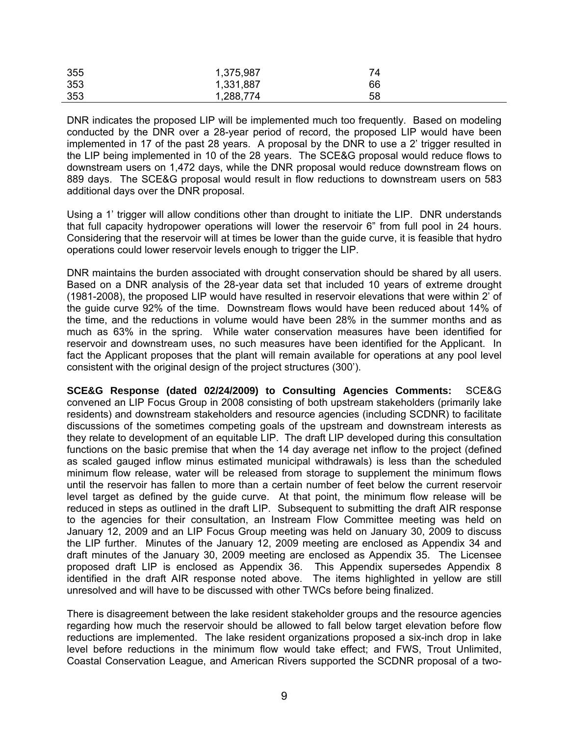| | | |
|---|---|---|
| 355 | 1,375,987 | 74 |
| 353 | 1,331,887 | 66 |
| 353 | 1,288,774 | 58 |

DNR indicates the proposed LIP will be implemented much too frequently. Based on modeling conducted by the DNR over a 28-year period of record, the proposed LIP would have been implemented in 17 of the past 28 years. A proposal by the DNR to use a 2' trigger resulted in the LIP being implemented in 10 of the 28 years. The SCE&G proposal would reduce flows to downstream users on 1,472 days, while the DNR proposal would reduce downstream flows on 889 days. The SCE&G proposal would result in flow reductions to downstream users on 583 additional days over the DNR proposal.

Using a 1' trigger will allow conditions other than drought to initiate the LIP. DNR understands that full capacity hydropower operations will lower the reservoir 6" from full pool in 24 hours. Considering that the reservoir will at times be lower than the guide curve, it is feasible that hydro operations could lower reservoir levels enough to trigger the LIP.

DNR maintains the burden associated with drought conservation should be shared by all users. Based on a DNR analysis of the 28-year data set that included 10 years of extreme drought (1981-2008), the proposed LIP would have resulted in reservoir elevations that were within 2' of the guide curve 92% of the time. Downstream flows would have been reduced about 14% of the time, and the reductions in volume would have been 28% in the summer months and as much as 63% in the spring. While water conservation measures have been identified for reservoir and downstream uses, no such measures have been identified for the Applicant. In fact the Applicant proposes that the plant will remain available for operations at any pool level consistent with the original design of the project structures (300').

**SCE&G Response (dated 02/24/2009) to Consulting Agencies Comments:** SCE&G convened an LIP Focus Group in 2008 consisting of both upstream stakeholders (primarily lake residents) and downstream stakeholders and resource agencies (including SCDNR) to facilitate discussions of the sometimes competing goals of the upstream and downstream interests as they relate to development of an equitable LIP. The draft LIP developed during this consultation functions on the basic premise that when the 14 day average net inflow to the project (defined as scaled gauged inflow minus estimated municipal withdrawals) is less than the scheduled minimum flow release, water will be released from storage to supplement the minimum flows until the reservoir has fallen to more than a certain number of feet below the current reservoir level target as defined by the guide curve. At that point, the minimum flow release will be reduced in steps as outlined in the draft LIP. Subsequent to submitting the draft AIR response to the agencies for their consultation, an Instream Flow Committee meeting was held on January 12, 2009 and an LIP Focus Group meeting was held on January 30, 2009 to discuss the LIP further. Minutes of the January 12, 2009 meeting are enclosed as Appendix 34 and draft minutes of the January 30, 2009 meeting are enclosed as Appendix 35. The Licensee proposed draft LIP is enclosed as Appendix 36. This Appendix supersedes Appendix 8 identified in the draft AIR response noted above. The items highlighted in yellow are still unresolved and will have to be discussed with other TWCs before being finalized.

There is disagreement between the lake resident stakeholder groups and the resource agencies regarding how much the reservoir should be allowed to fall below target elevation before flow reductions are implemented. The lake resident organizations proposed a six-inch drop in lake level before reductions in the minimum flow would take effect; and FWS, Trout Unlimited, Coastal Conservation League, and American Rivers supported the SCDNR proposal of a two-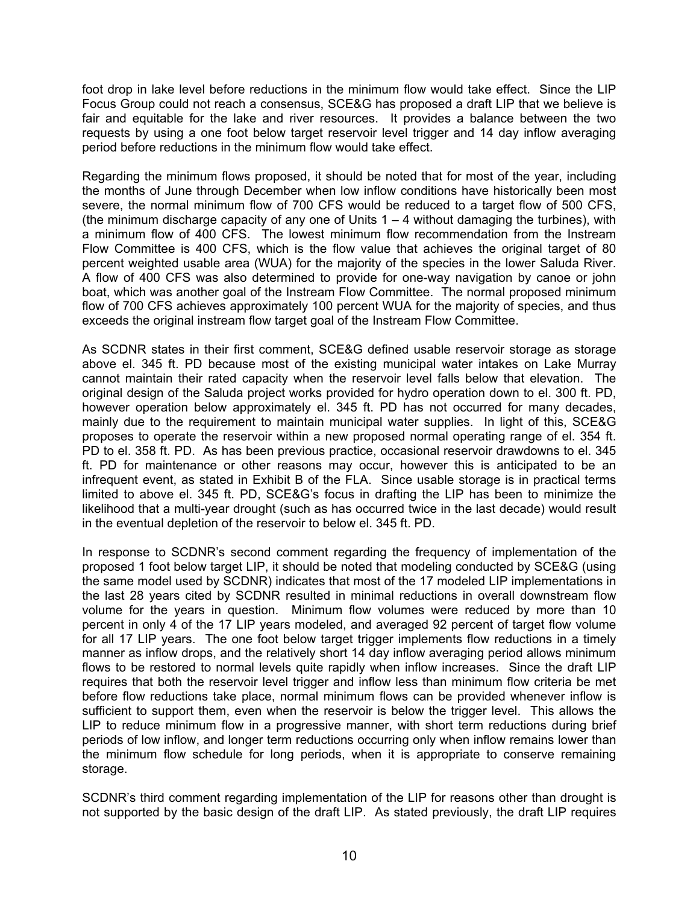foot drop in lake level before reductions in the minimum flow would take effect. Since the LIP Focus Group could not reach a consensus, SCE&G has proposed a draft LIP that we believe is fair and equitable for the lake and river resources. It provides a balance between the two requests by using a one foot below target reservoir level trigger and 14 day inflow averaging period before reductions in the minimum flow would take effect.

Regarding the minimum flows proposed, it should be noted that for most of the year, including the months of June through December when low inflow conditions have historically been most severe, the normal minimum flow of 700 CFS would be reduced to a target flow of 500 CFS, (the minimum discharge capacity of any one of Units 1 – 4 without damaging the turbines), with a minimum flow of 400 CFS. The lowest minimum flow recommendation from the Instream Flow Committee is 400 CFS, which is the flow value that achieves the original target of 80 percent weighted usable area (WUA) for the majority of the species in the lower Saluda River. A flow of 400 CFS was also determined to provide for one-way navigation by canoe or john boat, which was another goal of the Instream Flow Committee. The normal proposed minimum flow of 700 CFS achieves approximately 100 percent WUA for the majority of species, and thus exceeds the original instream flow target goal of the Instream Flow Committee.

As SCDNR states in their first comment, SCE&G defined usable reservoir storage as storage above el. 345 ft. PD because most of the existing municipal water intakes on Lake Murray cannot maintain their rated capacity when the reservoir level falls below that elevation. The original design of the Saluda project works provided for hydro operation down to el. 300 ft. PD, however operation below approximately el. 345 ft. PD has not occurred for many decades, mainly due to the requirement to maintain municipal water supplies. In light of this, SCE&G proposes to operate the reservoir within a new proposed normal operating range of el. 354 ft. PD to el. 358 ft. PD. As has been previous practice, occasional reservoir drawdowns to el. 345 ft. PD for maintenance or other reasons may occur, however this is anticipated to be an infrequent event, as stated in Exhibit B of the FLA. Since usable storage is in practical terms limited to above el. 345 ft. PD, SCE&G's focus in drafting the LIP has been to minimize the likelihood that a multi-year drought (such as has occurred twice in the last decade) would result in the eventual depletion of the reservoir to below el. 345 ft. PD.

In response to SCDNR's second comment regarding the frequency of implementation of the proposed 1 foot below target LIP, it should be noted that modeling conducted by SCE&G (using the same model used by SCDNR) indicates that most of the 17 modeled LIP implementations in the last 28 years cited by SCDNR resulted in minimal reductions in overall downstream flow volume for the years in question. Minimum flow volumes were reduced by more than 10 percent in only 4 of the 17 LIP years modeled, and averaged 92 percent of target flow volume for all 17 LIP years. The one foot below target trigger implements flow reductions in a timely manner as inflow drops, and the relatively short 14 day inflow averaging period allows minimum flows to be restored to normal levels quite rapidly when inflow increases. Since the draft LIP requires that both the reservoir level trigger and inflow less than minimum flow criteria be met before flow reductions take place, normal minimum flows can be provided whenever inflow is sufficient to support them, even when the reservoir is below the trigger level. This allows the LIP to reduce minimum flow in a progressive manner, with short term reductions during brief periods of low inflow, and longer term reductions occurring only when inflow remains lower than the minimum flow schedule for long periods, when it is appropriate to conserve remaining storage.

SCDNR's third comment regarding implementation of the LIP for reasons other than drought is not supported by the basic design of the draft LIP. As stated previously, the draft LIP requires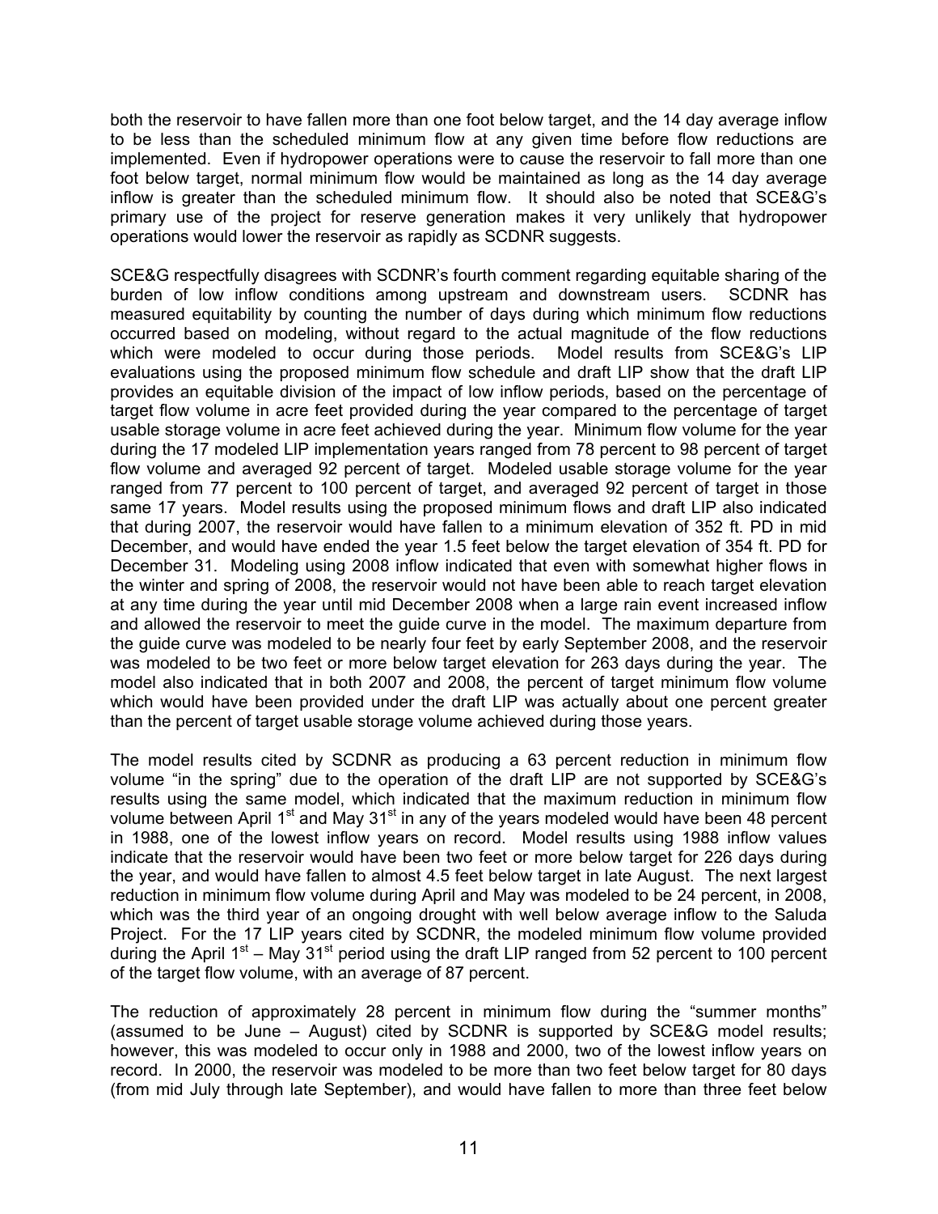both the reservoir to have fallen more than one foot below target, and the 14 day average inflow to be less than the scheduled minimum flow at any given time before flow reductions are implemented. Even if hydropower operations were to cause the reservoir to fall more than one foot below target, normal minimum flow would be maintained as long as the 14 day average inflow is greater than the scheduled minimum flow. It should also be noted that SCE&G's primary use of the project for reserve generation makes it very unlikely that hydropower operations would lower the reservoir as rapidly as SCDNR suggests.

SCE&G respectfully disagrees with SCDNR's fourth comment regarding equitable sharing of the burden of low inflow conditions among upstream and downstream users. SCDNR has measured equitability by counting the number of days during which minimum flow reductions occurred based on modeling, without regard to the actual magnitude of the flow reductions which were modeled to occur during those periods. Model results from SCE&G's LIP evaluations using the proposed minimum flow schedule and draft LIP show that the draft LIP provides an equitable division of the impact of low inflow periods, based on the percentage of target flow volume in acre feet provided during the year compared to the percentage of target usable storage volume in acre feet achieved during the year. Minimum flow volume for the year during the 17 modeled LIP implementation years ranged from 78 percent to 98 percent of target flow volume and averaged 92 percent of target. Modeled usable storage volume for the year ranged from 77 percent to 100 percent of target, and averaged 92 percent of target in those same 17 years. Model results using the proposed minimum flows and draft LIP also indicated that during 2007, the reservoir would have fallen to a minimum elevation of 352 ft. PD in mid December, and would have ended the year 1.5 feet below the target elevation of 354 ft. PD for December 31. Modeling using 2008 inflow indicated that even with somewhat higher flows in the winter and spring of 2008, the reservoir would not have been able to reach target elevation at any time during the year until mid December 2008 when a large rain event increased inflow and allowed the reservoir to meet the guide curve in the model. The maximum departure from the guide curve was modeled to be nearly four feet by early September 2008, and the reservoir was modeled to be two feet or more below target elevation for 263 days during the year. The model also indicated that in both 2007 and 2008, the percent of target minimum flow volume which would have been provided under the draft LIP was actually about one percent greater than the percent of target usable storage volume achieved during those years.

The model results cited by SCDNR as producing a 63 percent reduction in minimum flow volume "in the spring" due to the operation of the draft LIP are not supported by SCE&G's results using the same model, which indicated that the maximum reduction in minimum flow volume between April 1st and May 31st in any of the years modeled would have been 48 percent in 1988, one of the lowest inflow years on record. Model results using 1988 inflow values indicate that the reservoir would have been two feet or more below target for 226 days during the year, and would have fallen to almost 4.5 feet below target in late August. The next largest reduction in minimum flow volume during April and May was modeled to be 24 percent, in 2008, which was the third year of an ongoing drought with well below average inflow to the Saluda Project. For the 17 LIP years cited by SCDNR, the modeled minimum flow volume provided during the April 1st – May 31st period using the draft LIP ranged from 52 percent to 100 percent of the target flow volume, with an average of 87 percent.

The reduction of approximately 28 percent in minimum flow during the "summer months" (assumed to be June – August) cited by SCDNR is supported by SCE&G model results; however, this was modeled to occur only in 1988 and 2000, two of the lowest inflow years on record. In 2000, the reservoir was modeled to be more than two feet below target for 80 days (from mid July through late September), and would have fallen to more than three feet below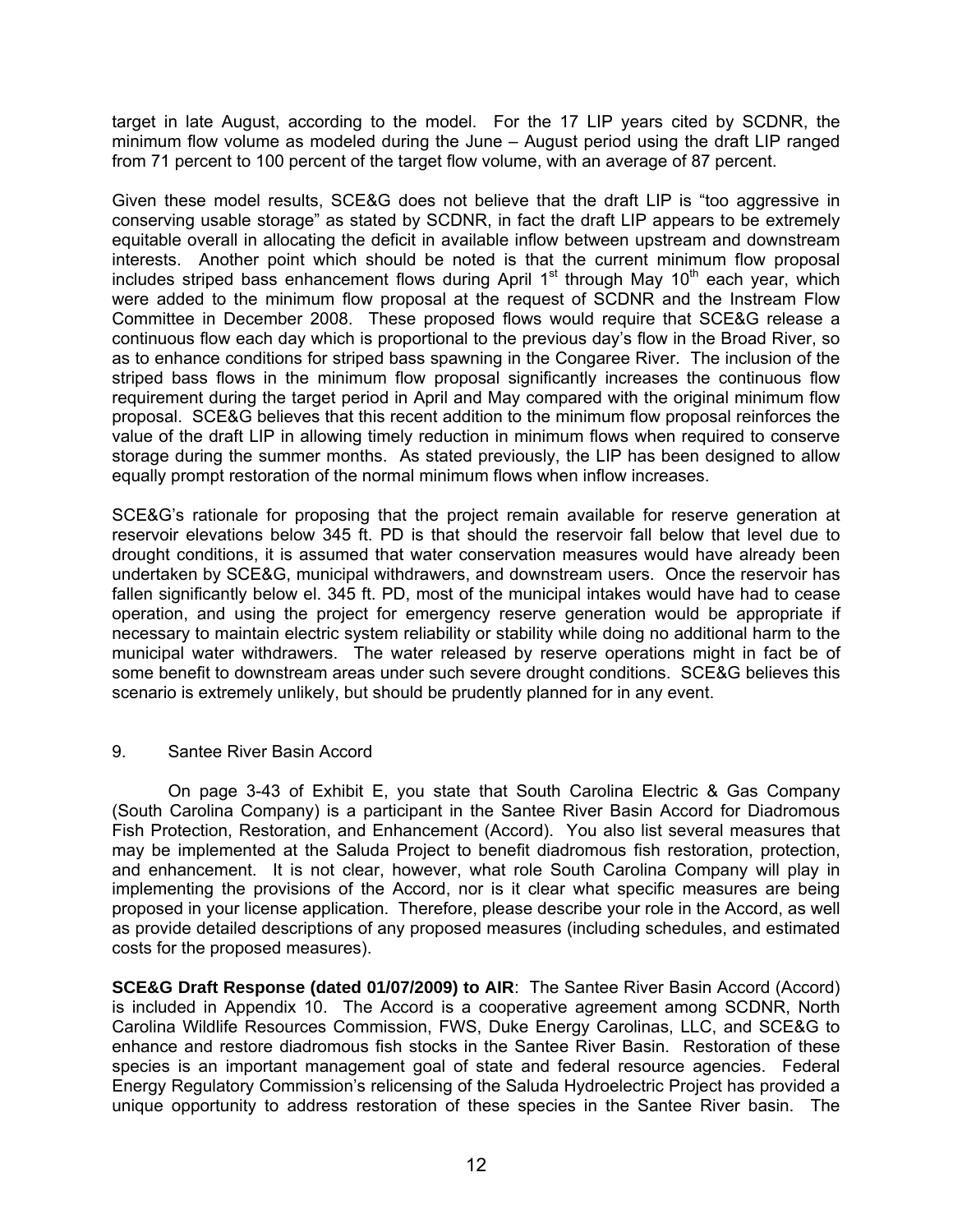target in late August, according to the model. For the 17 LIP years cited by SCDNR, the minimum flow volume as modeled during the June – August period using the draft LIP ranged from 71 percent to 100 percent of the target flow volume, with an average of 87 percent.

Given these model results, SCE&G does not believe that the draft LIP is "too aggressive in conserving usable storage" as stated by SCDNR, in fact the draft LIP appears to be extremely equitable overall in allocating the deficit in available inflow between upstream and downstream interests. Another point which should be noted is that the current minimum flow proposal includes striped bass enhancement flows during April 1st through May 10th each year, which were added to the minimum flow proposal at the request of SCDNR and the Instream Flow Committee in December 2008. These proposed flows would require that SCE&G release a continuous flow each day which is proportional to the previous day's flow in the Broad River, so as to enhance conditions for striped bass spawning in the Congaree River. The inclusion of the striped bass flows in the minimum flow proposal significantly increases the continuous flow requirement during the target period in April and May compared with the original minimum flow proposal. SCE&G believes that this recent addition to the minimum flow proposal reinforces the value of the draft LIP in allowing timely reduction in minimum flows when required to conserve storage during the summer months. As stated previously, the LIP has been designed to allow equally prompt restoration of the normal minimum flows when inflow increases.

SCE&G's rationale for proposing that the project remain available for reserve generation at reservoir elevations below 345 ft. PD is that should the reservoir fall below that level due to drought conditions, it is assumed that water conservation measures would have already been undertaken by SCE&G, municipal withdrawers, and downstream users. Once the reservoir has fallen significantly below el. 345 ft. PD, most of the municipal intakes would have had to cease operation, and using the project for emergency reserve generation would be appropriate if necessary to maintain electric system reliability or stability while doing no additional harm to the municipal water withdrawers. The water released by reserve operations might in fact be of some benefit to downstream areas under such severe drought conditions. SCE&G believes this scenario is extremely unlikely, but should be prudently planned for in any event.

9. Santee River Basin Accord

On page 3-43 of Exhibit E, you state that South Carolina Electric & Gas Company (South Carolina Company) is a participant in the Santee River Basin Accord for Diadromous Fish Protection, Restoration, and Enhancement (Accord). You also list several measures that may be implemented at the Saluda Project to benefit diadromous fish restoration, protection, and enhancement. It is not clear, however, what role South Carolina Company will play in implementing the provisions of the Accord, nor is it clear what specific measures are being proposed in your license application. Therefore, please describe your role in the Accord, as well as provide detailed descriptions of any proposed measures (including schedules, and estimated costs for the proposed measures).

**SCE&G Draft Response (dated 01/07/2009) to AIR**: The Santee River Basin Accord (Accord) is included in Appendix 10. The Accord is a cooperative agreement among SCDNR, North Carolina Wildlife Resources Commission, FWS, Duke Energy Carolinas, LLC, and SCE&G to enhance and restore diadromous fish stocks in the Santee River Basin. Restoration of these species is an important management goal of state and federal resource agencies. Federal Energy Regulatory Commission's relicensing of the Saluda Hydroelectric Project has provided a unique opportunity to address restoration of these species in the Santee River basin. The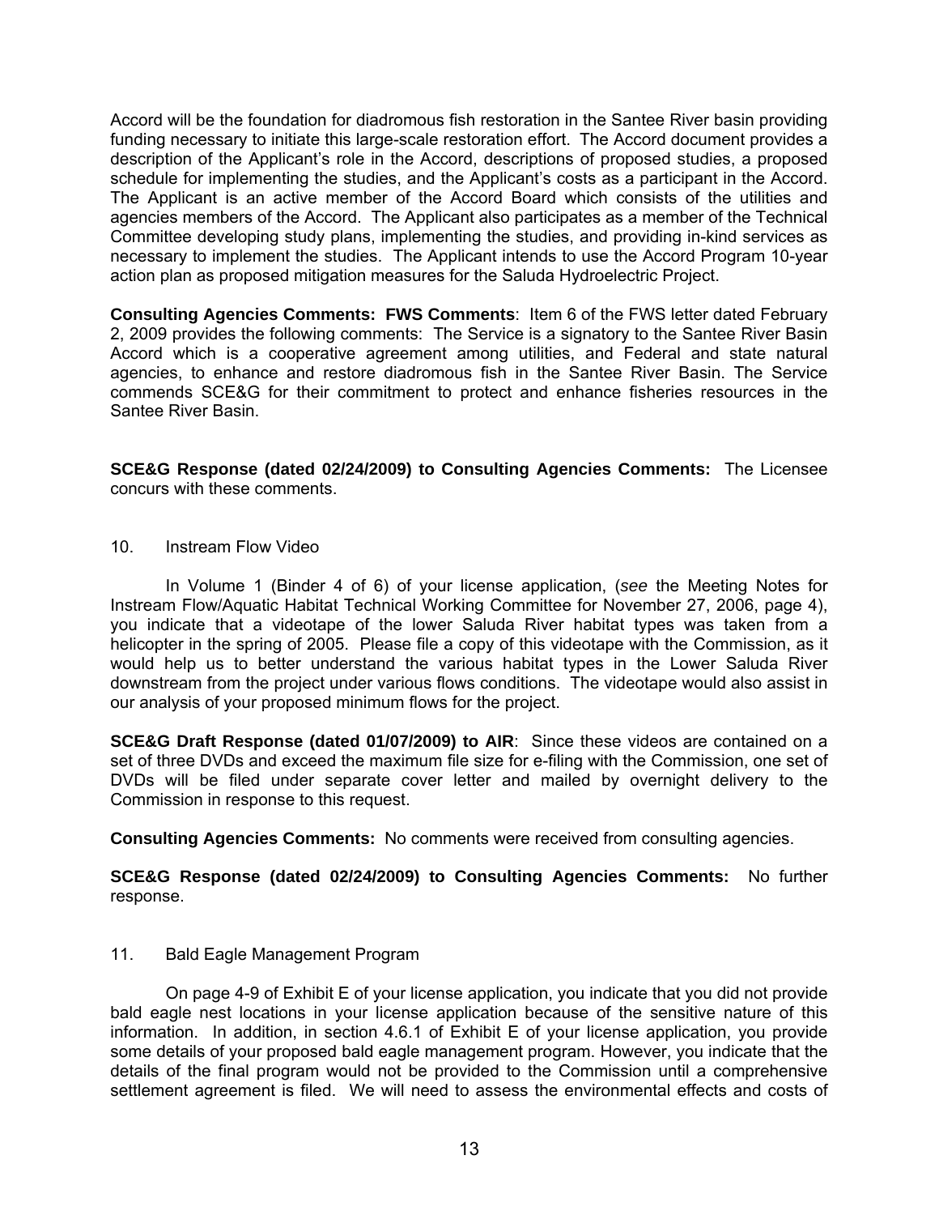Accord will be the foundation for diadromous fish restoration in the Santee River basin providing funding necessary to initiate this large-scale restoration effort. The Accord document provides a description of the Applicant's role in the Accord, descriptions of proposed studies, a proposed schedule for implementing the studies, and the Applicant's costs as a participant in the Accord. The Applicant is an active member of the Accord Board which consists of the utilities and agencies members of the Accord. The Applicant also participates as a member of the Technical Committee developing study plans, implementing the studies, and providing in-kind services as necessary to implement the studies. The Applicant intends to use the Accord Program 10-year action plan as proposed mitigation measures for the Saluda Hydroelectric Project.

**Consulting Agencies Comments: FWS Comments**: Item 6 of the FWS letter dated February 2, 2009 provides the following comments: The Service is a signatory to the Santee River Basin Accord which is a cooperative agreement among utilities, and Federal and state natural agencies, to enhance and restore diadromous fish in the Santee River Basin. The Service commends SCE&G for their commitment to protect and enhance fisheries resources in the Santee River Basin.

**SCE&G Response (dated 02/24/2009) to Consulting Agencies Comments:** The Licensee concurs with these comments.

10. Instream Flow Video

In Volume 1 (Binder 4 of 6) of your license application, (*see* the Meeting Notes for Instream Flow/Aquatic Habitat Technical Working Committee for November 27, 2006, page 4), you indicate that a videotape of the lower Saluda River habitat types was taken from a helicopter in the spring of 2005. Please file a copy of this videotape with the Commission, as it would help us to better understand the various habitat types in the Lower Saluda River downstream from the project under various flows conditions. The videotape would also assist in our analysis of your proposed minimum flows for the project.

**SCE&G Draft Response (dated 01/07/2009) to AIR**: Since these videos are contained on a set of three DVDs and exceed the maximum file size for e-filing with the Commission, one set of DVDs will be filed under separate cover letter and mailed by overnight delivery to the Commission in response to this request.

**Consulting Agencies Comments:** No comments were received from consulting agencies.

**SCE&G Response (dated 02/24/2009) to Consulting Agencies Comments:** No further response.

11. Bald Eagle Management Program

On page 4-9 of Exhibit E of your license application, you indicate that you did not provide bald eagle nest locations in your license application because of the sensitive nature of this information. In addition, in section 4.6.1 of Exhibit E of your license application, you provide some details of your proposed bald eagle management program. However, you indicate that the details of the final program would not be provided to the Commission until a comprehensive settlement agreement is filed. We will need to assess the environmental effects and costs of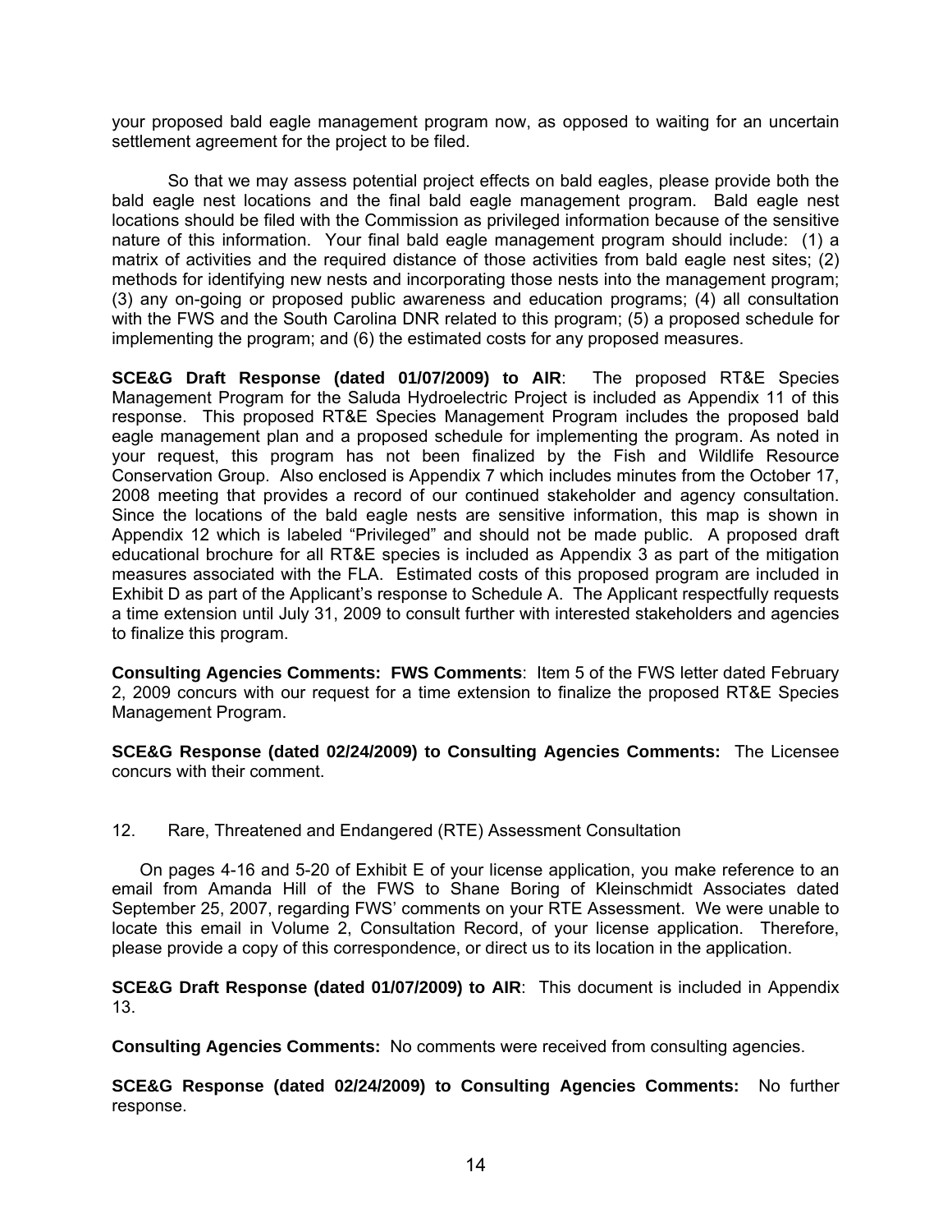your proposed bald eagle management program now, as opposed to waiting for an uncertain settlement agreement for the project to be filed.

So that we may assess potential project effects on bald eagles, please provide both the bald eagle nest locations and the final bald eagle management program. Bald eagle nest locations should be filed with the Commission as privileged information because of the sensitive nature of this information. Your final bald eagle management program should include: (1) a matrix of activities and the required distance of those activities from bald eagle nest sites; (2) methods for identifying new nests and incorporating those nests into the management program; (3) any on-going or proposed public awareness and education programs; (4) all consultation with the FWS and the South Carolina DNR related to this program; (5) a proposed schedule for implementing the program; and (6) the estimated costs for any proposed measures.

**SCE&G Draft Response (dated 01/07/2009) to AIR**: The proposed RT&E Species Management Program for the Saluda Hydroelectric Project is included as Appendix 11 of this response. This proposed RT&E Species Management Program includes the proposed bald eagle management plan and a proposed schedule for implementing the program. As noted in your request, this program has not been finalized by the Fish and Wildlife Resource Conservation Group. Also enclosed is Appendix 7 which includes minutes from the October 17, 2008 meeting that provides a record of our continued stakeholder and agency consultation. Since the locations of the bald eagle nests are sensitive information, this map is shown in Appendix 12 which is labeled "Privileged" and should not be made public. A proposed draft educational brochure for all RT&E species is included as Appendix 3 as part of the mitigation measures associated with the FLA. Estimated costs of this proposed program are included in Exhibit D as part of the Applicant's response to Schedule A. The Applicant respectfully requests a time extension until July 31, 2009 to consult further with interested stakeholders and agencies to finalize this program.

**Consulting Agencies Comments: FWS Comments**: Item 5 of the FWS letter dated February 2, 2009 concurs with our request for a time extension to finalize the proposed RT&E Species Management Program.

**SCE&G Response (dated 02/24/2009) to Consulting Agencies Comments:** The Licensee concurs with their comment.

12. Rare, Threatened and Endangered (RTE) Assessment Consultation

On pages 4-16 and 5-20 of Exhibit E of your license application, you make reference to an email from Amanda Hill of the FWS to Shane Boring of Kleinschmidt Associates dated September 25, 2007, regarding FWS' comments on your RTE Assessment. We were unable to locate this email in Volume 2, Consultation Record, of your license application. Therefore, please provide a copy of this correspondence, or direct us to its location in the application.

**SCE&G Draft Response (dated 01/07/2009) to AIR**: This document is included in Appendix 13.

**Consulting Agencies Comments:** No comments were received from consulting agencies.

**SCE&G Response (dated 02/24/2009) to Consulting Agencies Comments:** No further response.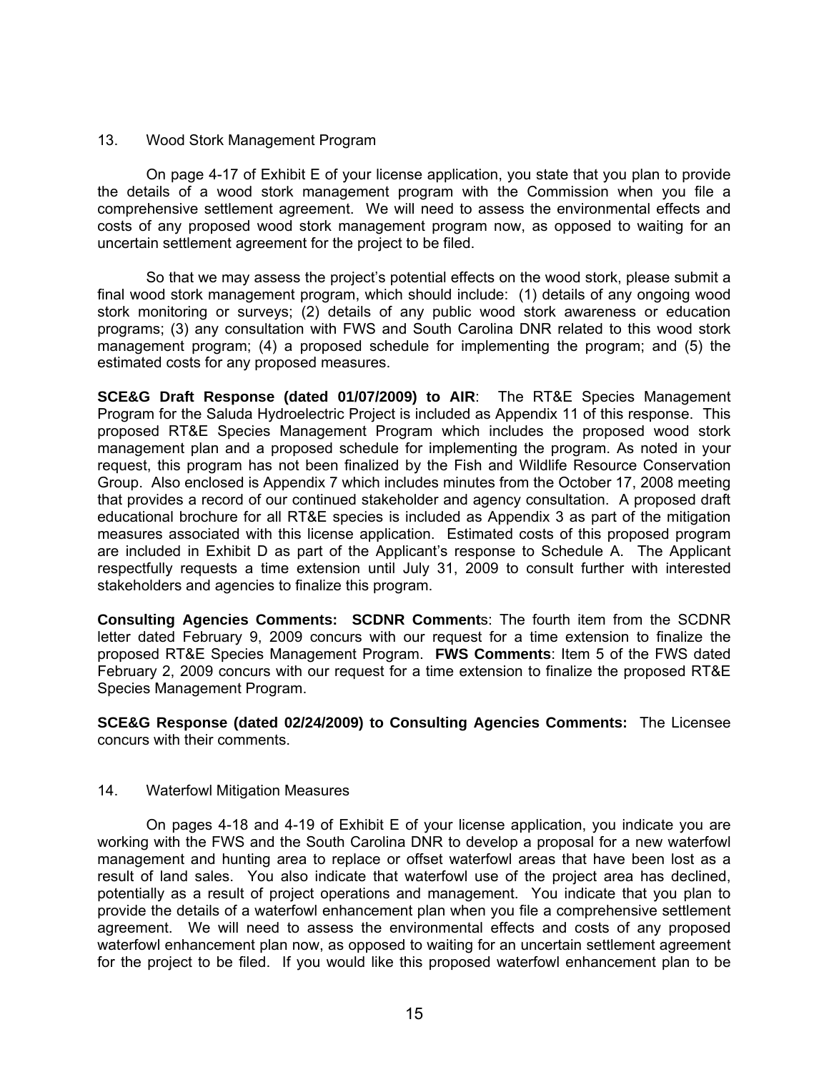13. Wood Stork Management Program

On page 4-17 of Exhibit E of your license application, you state that you plan to provide the details of a wood stork management program with the Commission when you file a comprehensive settlement agreement. We will need to assess the environmental effects and costs of any proposed wood stork management program now, as opposed to waiting for an uncertain settlement agreement for the project to be filed.

So that we may assess the project's potential effects on the wood stork, please submit a final wood stork management program, which should include: (1) details of any ongoing wood stork monitoring or surveys; (2) details of any public wood stork awareness or education programs; (3) any consultation with FWS and South Carolina DNR related to this wood stork management program; (4) a proposed schedule for implementing the program; and (5) the estimated costs for any proposed measures.

**SCE&G Draft Response (dated 01/07/2009) to AIR**: The RT&E Species Management Program for the Saluda Hydroelectric Project is included as Appendix 11 of this response. This proposed RT&E Species Management Program which includes the proposed wood stork management plan and a proposed schedule for implementing the program. As noted in your request, this program has not been finalized by the Fish and Wildlife Resource Conservation Group. Also enclosed is Appendix 7 which includes minutes from the October 17, 2008 meeting that provides a record of our continued stakeholder and agency consultation. A proposed draft educational brochure for all RT&E species is included as Appendix 3 as part of the mitigation measures associated with this license application. Estimated costs of this proposed program are included in Exhibit D as part of the Applicant's response to Schedule A. The Applicant respectfully requests a time extension until July 31, 2009 to consult further with interested stakeholders and agencies to finalize this program.

**Consulting Agencies Comments: SCDNR Comment**s: The fourth item from the SCDNR letter dated February 9, 2009 concurs with our request for a time extension to finalize the proposed RT&E Species Management Program. **FWS Comments**: Item 5 of the FWS dated February 2, 2009 concurs with our request for a time extension to finalize the proposed RT&E Species Management Program.

**SCE&G Response (dated 02/24/2009) to Consulting Agencies Comments:** The Licensee concurs with their comments.

14. Waterfowl Mitigation Measures

On pages 4-18 and 4-19 of Exhibit E of your license application, you indicate you are working with the FWS and the South Carolina DNR to develop a proposal for a new waterfowl management and hunting area to replace or offset waterfowl areas that have been lost as a result of land sales. You also indicate that waterfowl use of the project area has declined, potentially as a result of project operations and management. You indicate that you plan to provide the details of a waterfowl enhancement plan when you file a comprehensive settlement agreement. We will need to assess the environmental effects and costs of any proposed waterfowl enhancement plan now, as opposed to waiting for an uncertain settlement agreement for the project to be filed. If you would like this proposed waterfowl enhancement plan to be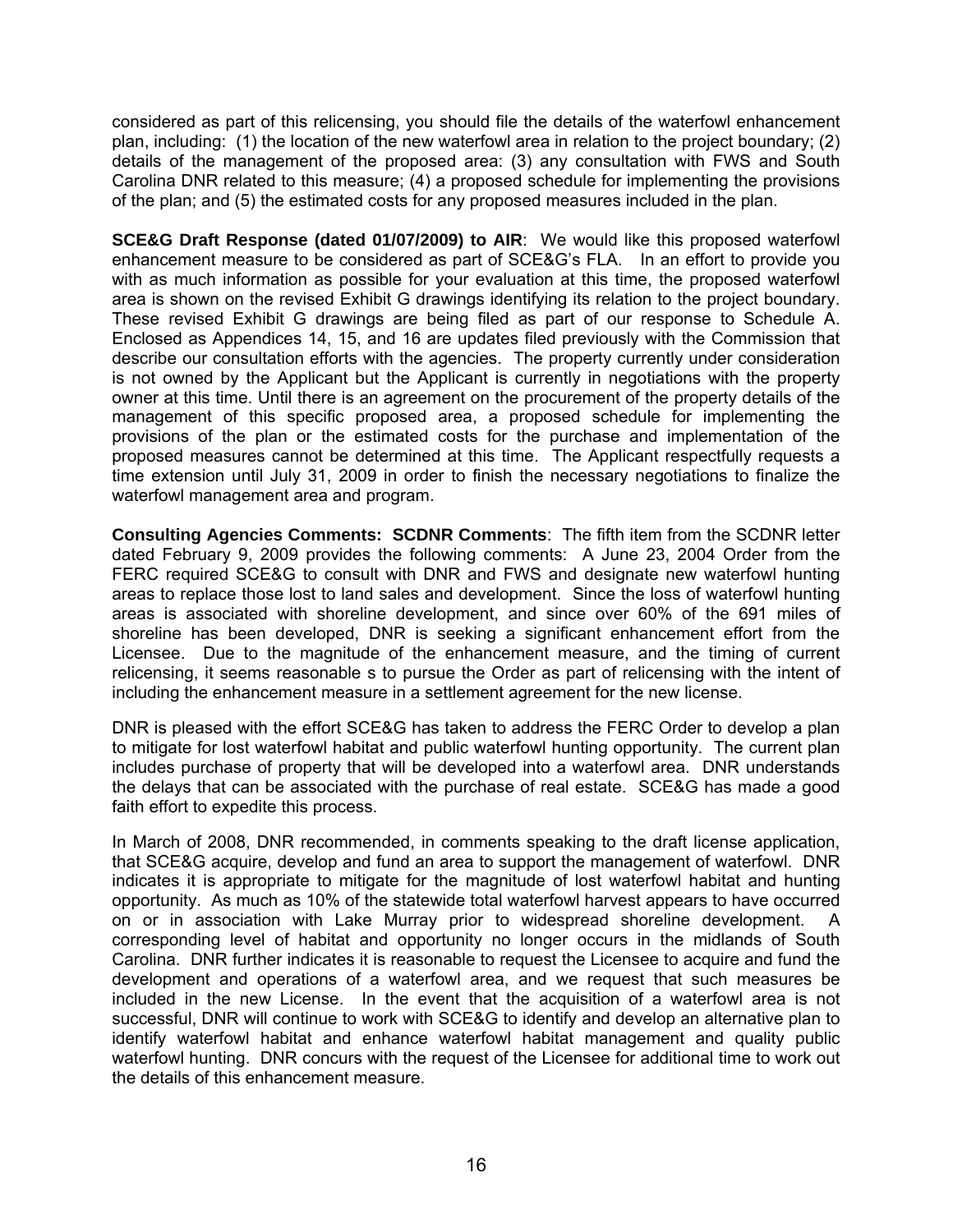considered as part of this relicensing, you should file the details of the waterfowl enhancement plan, including: (1) the location of the new waterfowl area in relation to the project boundary; (2) details of the management of the proposed area: (3) any consultation with FWS and South Carolina DNR related to this measure; (4) a proposed schedule for implementing the provisions of the plan; and (5) the estimated costs for any proposed measures included in the plan.

**SCE&G Draft Response (dated 01/07/2009) to AIR**: We would like this proposed waterfowl enhancement measure to be considered as part of SCE&G's FLA. In an effort to provide you with as much information as possible for your evaluation at this time, the proposed waterfowl area is shown on the revised Exhibit G drawings identifying its relation to the project boundary. These revised Exhibit G drawings are being filed as part of our response to Schedule A. Enclosed as Appendices 14, 15, and 16 are updates filed previously with the Commission that describe our consultation efforts with the agencies. The property currently under consideration is not owned by the Applicant but the Applicant is currently in negotiations with the property owner at this time. Until there is an agreement on the procurement of the property details of the management of this specific proposed area, a proposed schedule for implementing the provisions of the plan or the estimated costs for the purchase and implementation of the proposed measures cannot be determined at this time. The Applicant respectfully requests a time extension until July 31, 2009 in order to finish the necessary negotiations to finalize the waterfowl management area and program.

**Consulting Agencies Comments: SCDNR Comments**: The fifth item from the SCDNR letter dated February 9, 2009 provides the following comments: A June 23, 2004 Order from the FERC required SCE&G to consult with DNR and FWS and designate new waterfowl hunting areas to replace those lost to land sales and development. Since the loss of waterfowl hunting areas is associated with shoreline development, and since over 60% of the 691 miles of shoreline has been developed, DNR is seeking a significant enhancement effort from the Licensee. Due to the magnitude of the enhancement measure, and the timing of current relicensing, it seems reasonable s to pursue the Order as part of relicensing with the intent of including the enhancement measure in a settlement agreement for the new license.

DNR is pleased with the effort SCE&G has taken to address the FERC Order to develop a plan to mitigate for lost waterfowl habitat and public waterfowl hunting opportunity. The current plan includes purchase of property that will be developed into a waterfowl area. DNR understands the delays that can be associated with the purchase of real estate. SCE&G has made a good faith effort to expedite this process.

In March of 2008, DNR recommended, in comments speaking to the draft license application, that SCE&G acquire, develop and fund an area to support the management of waterfowl. DNR indicates it is appropriate to mitigate for the magnitude of lost waterfowl habitat and hunting opportunity. As much as 10% of the statewide total waterfowl harvest appears to have occurred on or in association with Lake Murray prior to widespread shoreline development. A corresponding level of habitat and opportunity no longer occurs in the midlands of South Carolina. DNR further indicates it is reasonable to request the Licensee to acquire and fund the development and operations of a waterfowl area, and we request that such measures be included in the new License. In the event that the acquisition of a waterfowl area is not successful, DNR will continue to work with SCE&G to identify and develop an alternative plan to identify waterfowl habitat and enhance waterfowl habitat management and quality public waterfowl hunting. DNR concurs with the request of the Licensee for additional time to work out the details of this enhancement measure.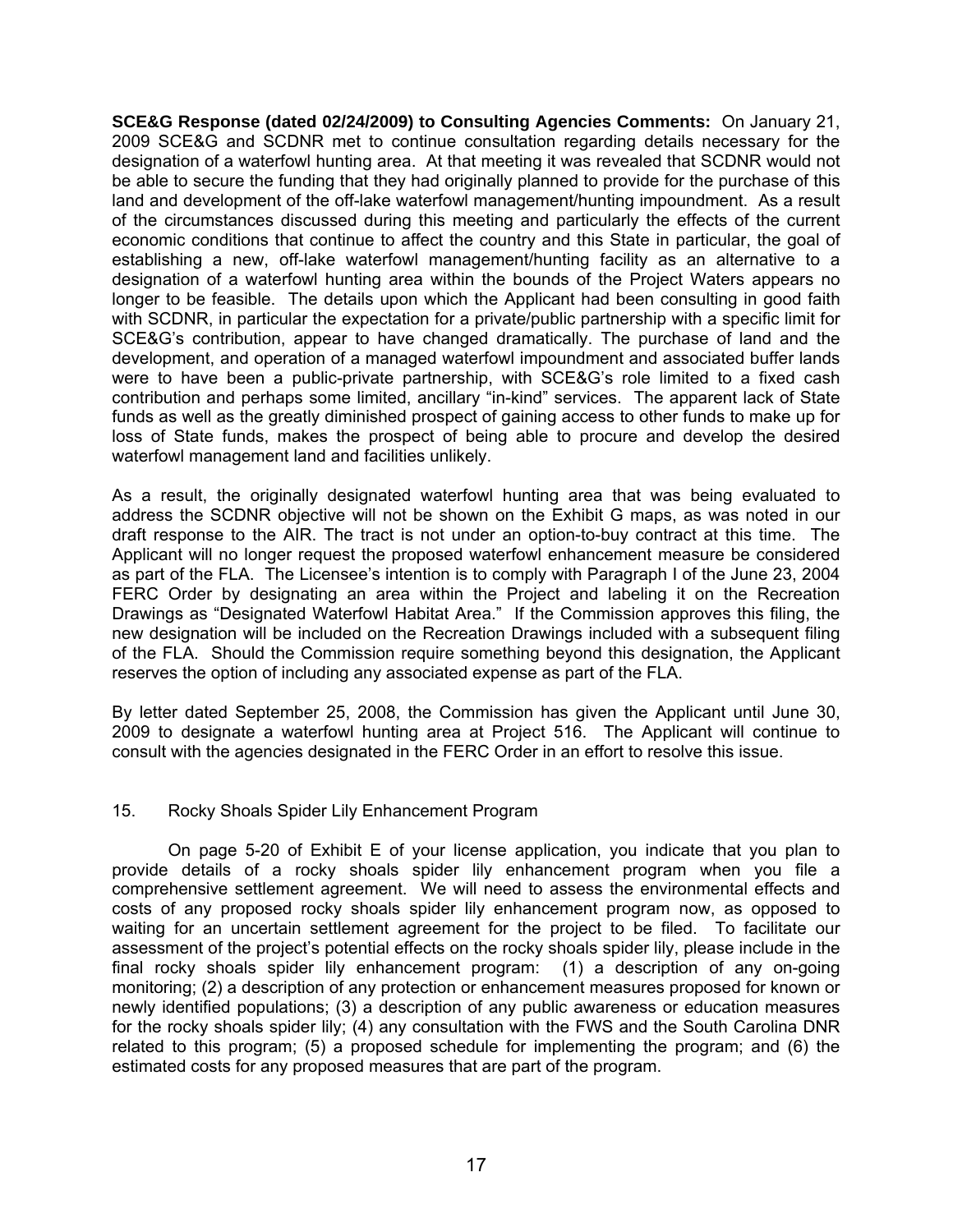**SCE&G Response (dated 02/24/2009) to Consulting Agencies Comments:** On January 21, 2009 SCE&G and SCDNR met to continue consultation regarding details necessary for the designation of a waterfowl hunting area. At that meeting it was revealed that SCDNR would not be able to secure the funding that they had originally planned to provide for the purchase of this land and development of the off-lake waterfowl management/hunting impoundment. As a result of the circumstances discussed during this meeting and particularly the effects of the current economic conditions that continue to affect the country and this State in particular, the goal of establishing a new, off-lake waterfowl management/hunting facility as an alternative to a designation of a waterfowl hunting area within the bounds of the Project Waters appears no longer to be feasible. The details upon which the Applicant had been consulting in good faith with SCDNR, in particular the expectation for a private/public partnership with a specific limit for SCE&G's contribution, appear to have changed dramatically. The purchase of land and the development, and operation of a managed waterfowl impoundment and associated buffer lands were to have been a public-private partnership, with SCE&G's role limited to a fixed cash contribution and perhaps some limited, ancillary "in-kind" services. The apparent lack of State funds as well as the greatly diminished prospect of gaining access to other funds to make up for loss of State funds, makes the prospect of being able to procure and develop the desired waterfowl management land and facilities unlikely.

As a result, the originally designated waterfowl hunting area that was being evaluated to address the SCDNR objective will not be shown on the Exhibit G maps, as was noted in our draft response to the AIR. The tract is not under an option-to-buy contract at this time. The Applicant will no longer request the proposed waterfowl enhancement measure be considered as part of the FLA. The Licensee's intention is to comply with Paragraph I of the June 23, 2004 FERC Order by designating an area within the Project and labeling it on the Recreation Drawings as "Designated Waterfowl Habitat Area." If the Commission approves this filing, the new designation will be included on the Recreation Drawings included with a subsequent filing of the FLA. Should the Commission require something beyond this designation, the Applicant reserves the option of including any associated expense as part of the FLA.

By letter dated September 25, 2008, the Commission has given the Applicant until June 30, 2009 to designate a waterfowl hunting area at Project 516. The Applicant will continue to consult with the agencies designated in the FERC Order in an effort to resolve this issue.

15. Rocky Shoals Spider Lily Enhancement Program

On page 5-20 of Exhibit E of your license application, you indicate that you plan to provide details of a rocky shoals spider lily enhancement program when you file a comprehensive settlement agreement. We will need to assess the environmental effects and costs of any proposed rocky shoals spider lily enhancement program now, as opposed to waiting for an uncertain settlement agreement for the project to be filed. To facilitate our assessment of the project's potential effects on the rocky shoals spider lily, please include in the final rocky shoals spider lily enhancement program: (1) a description of any on-going monitoring; (2) a description of any protection or enhancement measures proposed for known or newly identified populations; (3) a description of any public awareness or education measures for the rocky shoals spider lily; (4) any consultation with the FWS and the South Carolina DNR related to this program; (5) a proposed schedule for implementing the program; and (6) the estimated costs for any proposed measures that are part of the program.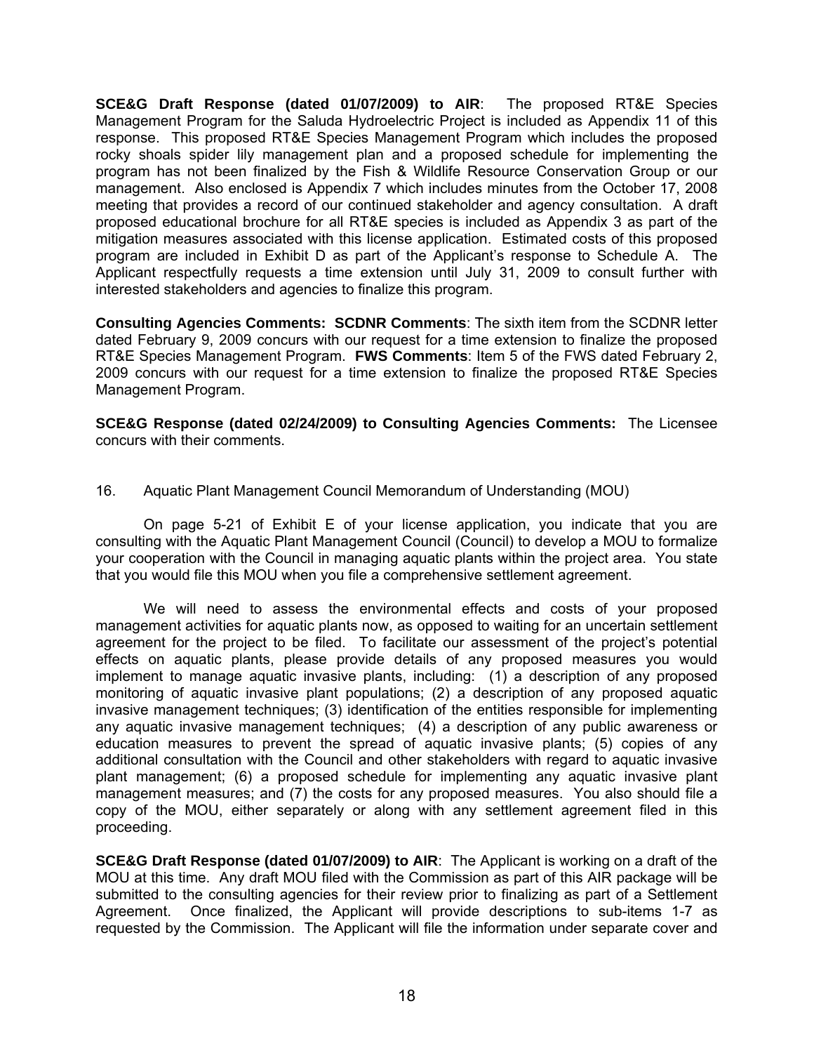**SCE&G Draft Response (dated 01/07/2009) to AIR**: The proposed RT&E Species Management Program for the Saluda Hydroelectric Project is included as Appendix 11 of this response. This proposed RT&E Species Management Program which includes the proposed rocky shoals spider lily management plan and a proposed schedule for implementing the program has not been finalized by the Fish & Wildlife Resource Conservation Group or our management. Also enclosed is Appendix 7 which includes minutes from the October 17, 2008 meeting that provides a record of our continued stakeholder and agency consultation. A draft proposed educational brochure for all RT&E species is included as Appendix 3 as part of the mitigation measures associated with this license application. Estimated costs of this proposed program are included in Exhibit D as part of the Applicant's response to Schedule A. The Applicant respectfully requests a time extension until July 31, 2009 to consult further with interested stakeholders and agencies to finalize this program.

**Consulting Agencies Comments: SCDNR Comments**: The sixth item from the SCDNR letter dated February 9, 2009 concurs with our request for a time extension to finalize the proposed RT&E Species Management Program. **FWS Comments**: Item 5 of the FWS dated February 2, 2009 concurs with our request for a time extension to finalize the proposed RT&E Species Management Program.

**SCE&G Response (dated 02/24/2009) to Consulting Agencies Comments:** The Licensee concurs with their comments.

16. Aquatic Plant Management Council Memorandum of Understanding (MOU)

On page 5-21 of Exhibit E of your license application, you indicate that you are consulting with the Aquatic Plant Management Council (Council) to develop a MOU to formalize your cooperation with the Council in managing aquatic plants within the project area. You state that you would file this MOU when you file a comprehensive settlement agreement.

We will need to assess the environmental effects and costs of your proposed management activities for aquatic plants now, as opposed to waiting for an uncertain settlement agreement for the project to be filed. To facilitate our assessment of the project's potential effects on aquatic plants, please provide details of any proposed measures you would implement to manage aquatic invasive plants, including: (1) a description of any proposed monitoring of aquatic invasive plant populations; (2) a description of any proposed aquatic invasive management techniques; (3) identification of the entities responsible for implementing any aquatic invasive management techniques; (4) a description of any public awareness or education measures to prevent the spread of aquatic invasive plants; (5) copies of any additional consultation with the Council and other stakeholders with regard to aquatic invasive plant management; (6) a proposed schedule for implementing any aquatic invasive plant management measures; and (7) the costs for any proposed measures. You also should file a copy of the MOU, either separately or along with any settlement agreement filed in this proceeding.

**SCE&G Draft Response (dated 01/07/2009) to AIR**: The Applicant is working on a draft of the MOU at this time. Any draft MOU filed with the Commission as part of this AIR package will be submitted to the consulting agencies for their review prior to finalizing as part of a Settlement Agreement. Once finalized, the Applicant will provide descriptions to sub-items 1-7 as requested by the Commission. The Applicant will file the information under separate cover and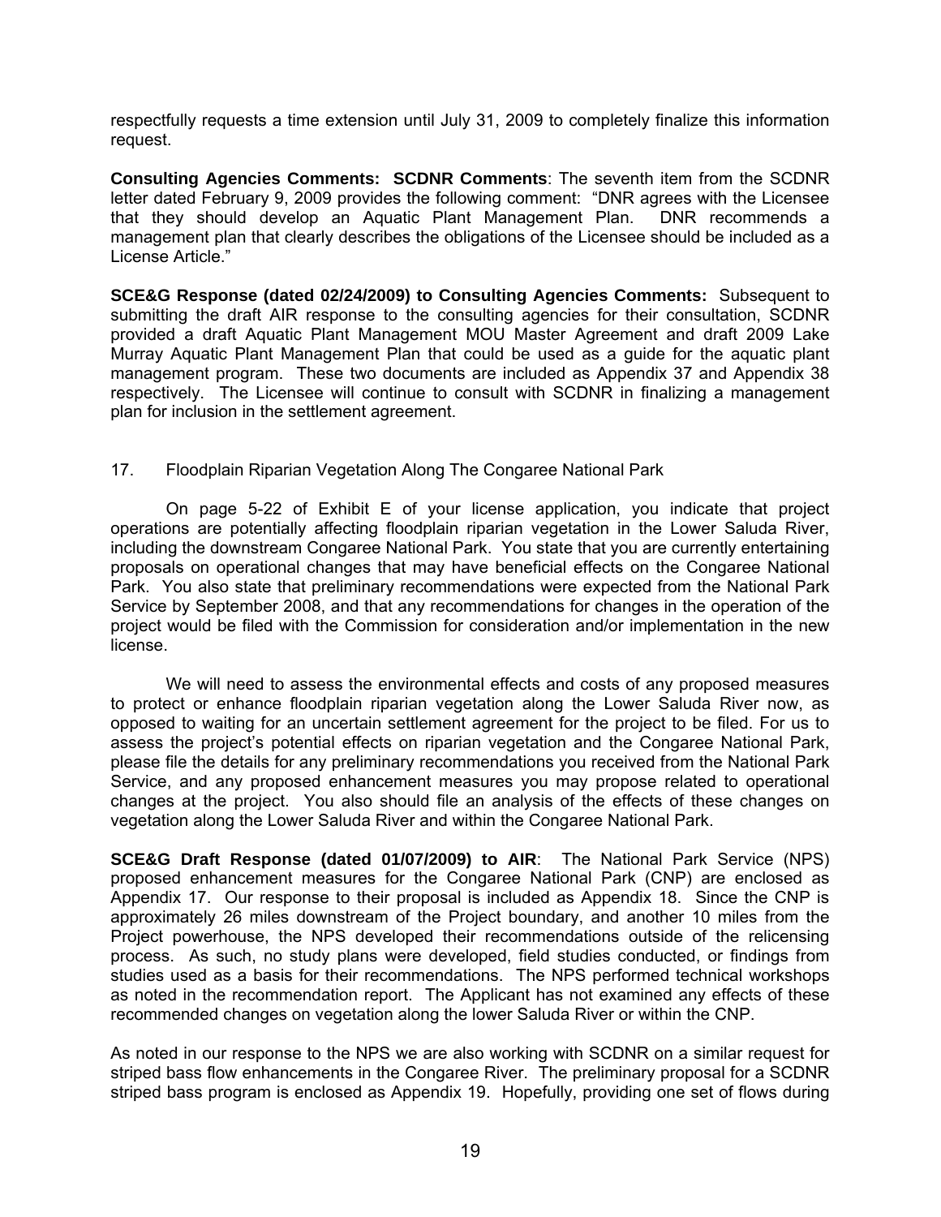respectfully requests a time extension until July 31, 2009 to completely finalize this information request.

**Consulting Agencies Comments: SCDNR Comments**: The seventh item from the SCDNR letter dated February 9, 2009 provides the following comment: "DNR agrees with the Licensee that they should develop an Aquatic Plant Management Plan. DNR recommends a management plan that clearly describes the obligations of the Licensee should be included as a License Article."

**SCE&G Response (dated 02/24/2009) to Consulting Agencies Comments:** Subsequent to submitting the draft AIR response to the consulting agencies for their consultation, SCDNR provided a draft Aquatic Plant Management MOU Master Agreement and draft 2009 Lake Murray Aquatic Plant Management Plan that could be used as a guide for the aquatic plant management program. These two documents are included as Appendix 37 and Appendix 38 respectively. The Licensee will continue to consult with SCDNR in finalizing a management plan for inclusion in the settlement agreement.

17. Floodplain Riparian Vegetation Along The Congaree National Park

On page 5-22 of Exhibit E of your license application, you indicate that project operations are potentially affecting floodplain riparian vegetation in the Lower Saluda River, including the downstream Congaree National Park. You state that you are currently entertaining proposals on operational changes that may have beneficial effects on the Congaree National Park. You also state that preliminary recommendations were expected from the National Park Service by September 2008, and that any recommendations for changes in the operation of the project would be filed with the Commission for consideration and/or implementation in the new license.

We will need to assess the environmental effects and costs of any proposed measures to protect or enhance floodplain riparian vegetation along the Lower Saluda River now, as opposed to waiting for an uncertain settlement agreement for the project to be filed. For us to assess the project's potential effects on riparian vegetation and the Congaree National Park, please file the details for any preliminary recommendations you received from the National Park Service, and any proposed enhancement measures you may propose related to operational changes at the project. You also should file an analysis of the effects of these changes on vegetation along the Lower Saluda River and within the Congaree National Park.

**SCE&G Draft Response (dated 01/07/2009) to AIR**: The National Park Service (NPS) proposed enhancement measures for the Congaree National Park (CNP) are enclosed as Appendix 17. Our response to their proposal is included as Appendix 18. Since the CNP is approximately 26 miles downstream of the Project boundary, and another 10 miles from the Project powerhouse, the NPS developed their recommendations outside of the relicensing process. As such, no study plans were developed, field studies conducted, or findings from studies used as a basis for their recommendations. The NPS performed technical workshops as noted in the recommendation report. The Applicant has not examined any effects of these recommended changes on vegetation along the lower Saluda River or within the CNP.

As noted in our response to the NPS we are also working with SCDNR on a similar request for striped bass flow enhancements in the Congaree River. The preliminary proposal for a SCDNR striped bass program is enclosed as Appendix 19. Hopefully, providing one set of flows during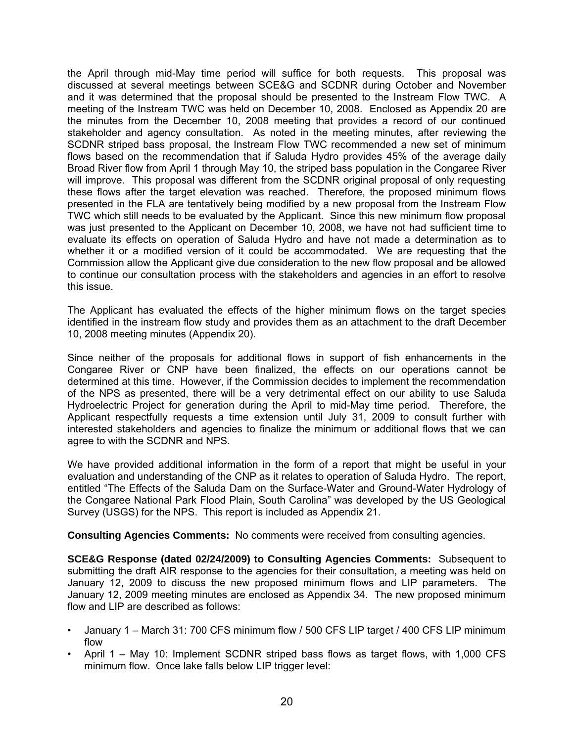the April through mid-May time period will suffice for both requests. This proposal was discussed at several meetings between SCE&G and SCDNR during October and November and it was determined that the proposal should be presented to the Instream Flow TWC. A meeting of the Instream TWC was held on December 10, 2008. Enclosed as Appendix 20 are the minutes from the December 10, 2008 meeting that provides a record of our continued stakeholder and agency consultation. As noted in the meeting minutes, after reviewing the SCDNR striped bass proposal, the Instream Flow TWC recommended a new set of minimum flows based on the recommendation that if Saluda Hydro provides 45% of the average daily Broad River flow from April 1 through May 10, the striped bass population in the Congaree River will improve. This proposal was different from the SCDNR original proposal of only requesting these flows after the target elevation was reached. Therefore, the proposed minimum flows presented in the FLA are tentatively being modified by a new proposal from the Instream Flow TWC which still needs to be evaluated by the Applicant. Since this new minimum flow proposal was just presented to the Applicant on December 10, 2008, we have not had sufficient time to evaluate its effects on operation of Saluda Hydro and have not made a determination as to whether it or a modified version of it could be accommodated. We are requesting that the Commission allow the Applicant give due consideration to the new flow proposal and be allowed to continue our consultation process with the stakeholders and agencies in an effort to resolve this issue.

The Applicant has evaluated the effects of the higher minimum flows on the target species identified in the instream flow study and provides them as an attachment to the draft December 10, 2008 meeting minutes (Appendix 20).

Since neither of the proposals for additional flows in support of fish enhancements in the Congaree River or CNP have been finalized, the effects on our operations cannot be determined at this time. However, if the Commission decides to implement the recommendation of the NPS as presented, there will be a very detrimental effect on our ability to use Saluda Hydroelectric Project for generation during the April to mid-May time period. Therefore, the Applicant respectfully requests a time extension until July 31, 2009 to consult further with interested stakeholders and agencies to finalize the minimum or additional flows that we can agree to with the SCDNR and NPS.

We have provided additional information in the form of a report that might be useful in your evaluation and understanding of the CNP as it relates to operation of Saluda Hydro. The report, entitled "The Effects of the Saluda Dam on the Surface-Water and Ground-Water Hydrology of the Congaree National Park Flood Plain, South Carolina" was developed by the US Geological Survey (USGS) for the NPS. This report is included as Appendix 21.

**Consulting Agencies Comments:** No comments were received from consulting agencies.

**SCE&G Response (dated 02/24/2009) to Consulting Agencies Comments:** Subsequent to submitting the draft AIR response to the agencies for their consultation, a meeting was held on January 12, 2009 to discuss the new proposed minimum flows and LIP parameters. The January 12, 2009 meeting minutes are enclosed as Appendix 34. The new proposed minimum flow and LIP are described as follows:

- January 1 – March 31: 700 CFS minimum flow / 500 CFS LIP target / 400 CFS LIP minimum flow
- April 1 – May 10: Implement SCDNR striped bass flows as target flows, with 1,000 CFS minimum flow. Once lake falls below LIP trigger level: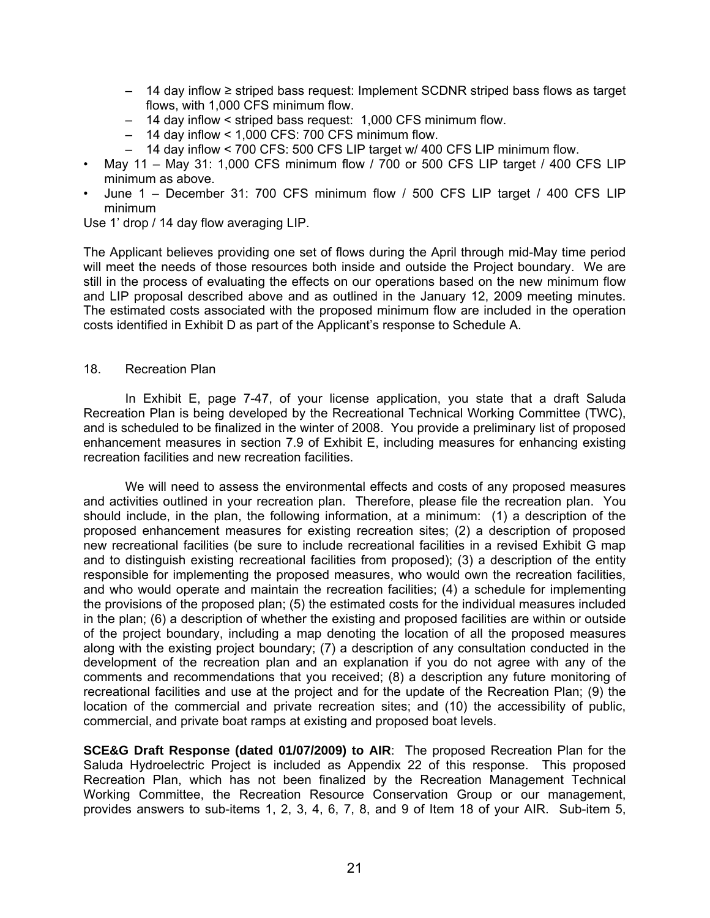- 14 day inflow ≥ striped bass request: Implement SCDNR striped bass flows as target flows, with 1,000 CFS minimum flow.
  - 14 day inflow < striped bass request: 1,000 CFS minimum flow.
  - 14 day inflow < 1,000 CFS: 700 CFS minimum flow.
  - 14 day inflow < 700 CFS: 500 CFS LIP target w/ 400 CFS LIP minimum flow.
- May 11 – May 31: 1,000 CFS minimum flow / 700 or 500 CFS LIP target / 400 CFS LIP minimum as above.
- June 1 – December 31: 700 CFS minimum flow / 500 CFS LIP target / 400 CFS LIP minimum

Use 1' drop / 14 day flow averaging LIP.

The Applicant believes providing one set of flows during the April through mid-May time period will meet the needs of those resources both inside and outside the Project boundary. We are still in the process of evaluating the effects on our operations based on the new minimum flow and LIP proposal described above and as outlined in the January 12, 2009 meeting minutes. The estimated costs associated with the proposed minimum flow are included in the operation costs identified in Exhibit D as part of the Applicant's response to Schedule A.

18. Recreation Plan

In Exhibit E, page 7-47, of your license application, you state that a draft Saluda Recreation Plan is being developed by the Recreational Technical Working Committee (TWC), and is scheduled to be finalized in the winter of 2008. You provide a preliminary list of proposed enhancement measures in section 7.9 of Exhibit E, including measures for enhancing existing recreation facilities and new recreation facilities.

We will need to assess the environmental effects and costs of any proposed measures and activities outlined in your recreation plan. Therefore, please file the recreation plan. You should include, in the plan, the following information, at a minimum: (1) a description of the proposed enhancement measures for existing recreation sites; (2) a description of proposed new recreational facilities (be sure to include recreational facilities in a revised Exhibit G map and to distinguish existing recreational facilities from proposed); (3) a description of the entity responsible for implementing the proposed measures, who would own the recreation facilities, and who would operate and maintain the recreation facilities; (4) a schedule for implementing the provisions of the proposed plan; (5) the estimated costs for the individual measures included in the plan; (6) a description of whether the existing and proposed facilities are within or outside of the project boundary, including a map denoting the location of all the proposed measures along with the existing project boundary; (7) a description of any consultation conducted in the development of the recreation plan and an explanation if you do not agree with any of the comments and recommendations that you received; (8) a description any future monitoring of recreational facilities and use at the project and for the update of the Recreation Plan; (9) the location of the commercial and private recreation sites; and (10) the accessibility of public, commercial, and private boat ramps at existing and proposed boat levels.

**SCE&G Draft Response (dated 01/07/2009) to AIR**: The proposed Recreation Plan for the Saluda Hydroelectric Project is included as Appendix 22 of this response. This proposed Recreation Plan, which has not been finalized by the Recreation Management Technical Working Committee, the Recreation Resource Conservation Group or our management, provides answers to sub-items 1, 2, 3, 4, 6, 7, 8, and 9 of Item 18 of your AIR. Sub-item 5,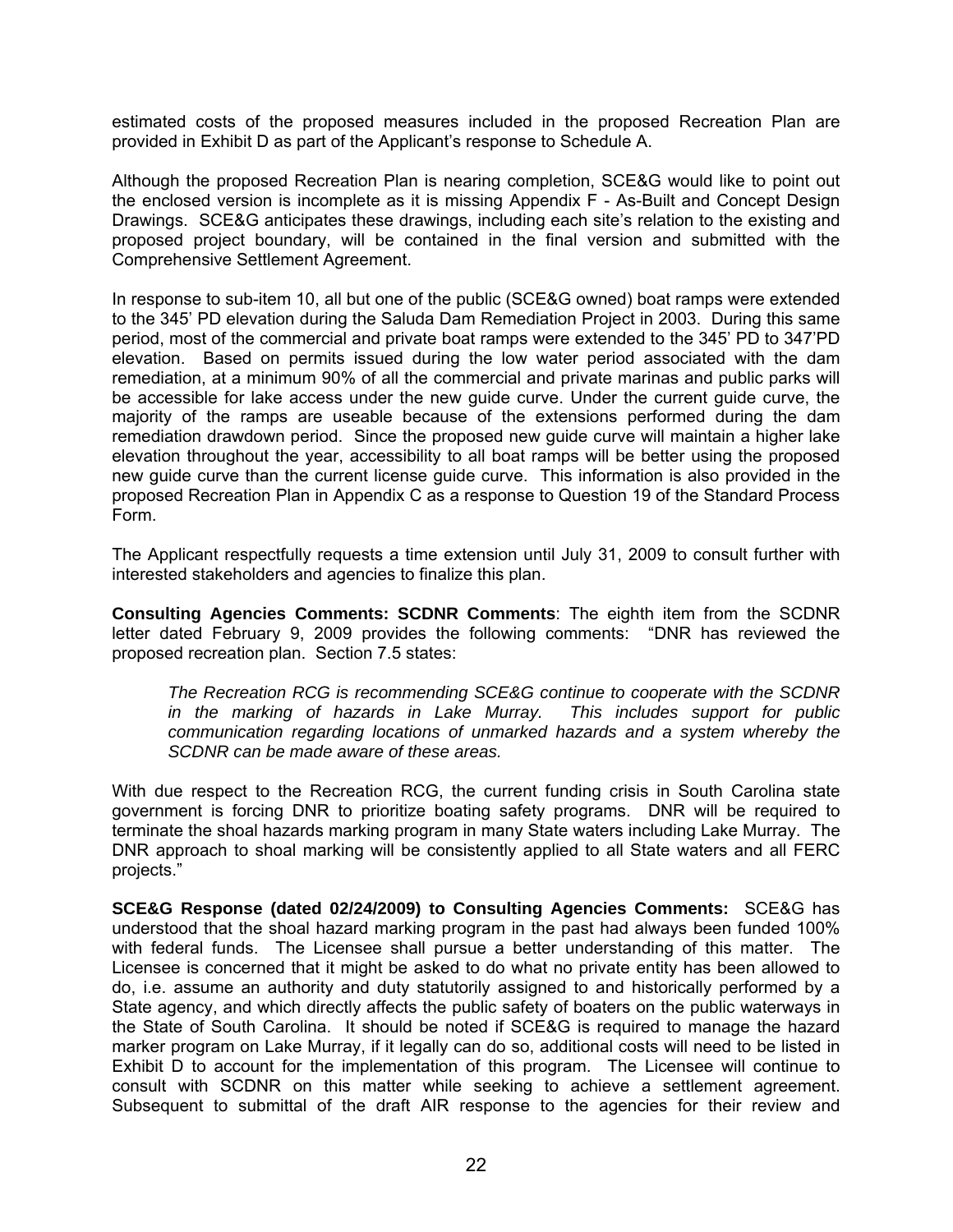estimated costs of the proposed measures included in the proposed Recreation Plan are provided in Exhibit D as part of the Applicant's response to Schedule A.

Although the proposed Recreation Plan is nearing completion, SCE&G would like to point out the enclosed version is incomplete as it is missing Appendix F - As-Built and Concept Design Drawings. SCE&G anticipates these drawings, including each site's relation to the existing and proposed project boundary, will be contained in the final version and submitted with the Comprehensive Settlement Agreement.

In response to sub-item 10, all but one of the public (SCE&G owned) boat ramps were extended to the 345' PD elevation during the Saluda Dam Remediation Project in 2003. During this same period, most of the commercial and private boat ramps were extended to the 345' PD to 347'PD elevation. Based on permits issued during the low water period associated with the dam remediation, at a minimum 90% of all the commercial and private marinas and public parks will be accessible for lake access under the new guide curve. Under the current guide curve, the majority of the ramps are useable because of the extensions performed during the dam remediation drawdown period. Since the proposed new guide curve will maintain a higher lake elevation throughout the year, accessibility to all boat ramps will be better using the proposed new guide curve than the current license guide curve. This information is also provided in the proposed Recreation Plan in Appendix C as a response to Question 19 of the Standard Process Form.

The Applicant respectfully requests a time extension until July 31, 2009 to consult further with interested stakeholders and agencies to finalize this plan.

**Consulting Agencies Comments: SCDNR Comments**: The eighth item from the SCDNR letter dated February 9, 2009 provides the following comments: "DNR has reviewed the proposed recreation plan. Section 7.5 states:

> *The Recreation RCG is recommending SCE&G continue to cooperate with the SCDNR in the marking of hazards in Lake Murray. This includes support for public communication regarding locations of unmarked hazards and a system whereby the SCDNR can be made aware of these areas.*

With due respect to the Recreation RCG, the current funding crisis in South Carolina state government is forcing DNR to prioritize boating safety programs. DNR will be required to terminate the shoal hazards marking program in many State waters including Lake Murray. The DNR approach to shoal marking will be consistently applied to all State waters and all FERC projects."

**SCE&G Response (dated 02/24/2009) to Consulting Agencies Comments:** SCE&G has understood that the shoal hazard marking program in the past had always been funded 100% with federal funds. The Licensee shall pursue a better understanding of this matter. The Licensee is concerned that it might be asked to do what no private entity has been allowed to do, i.e. assume an authority and duty statutorily assigned to and historically performed by a State agency, and which directly affects the public safety of boaters on the public waterways in the State of South Carolina. It should be noted if SCE&G is required to manage the hazard marker program on Lake Murray, if it legally can do so, additional costs will need to be listed in Exhibit D to account for the implementation of this program. The Licensee will continue to consult with SCDNR on this matter while seeking to achieve a settlement agreement. Subsequent to submittal of the draft AIR response to the agencies for their review and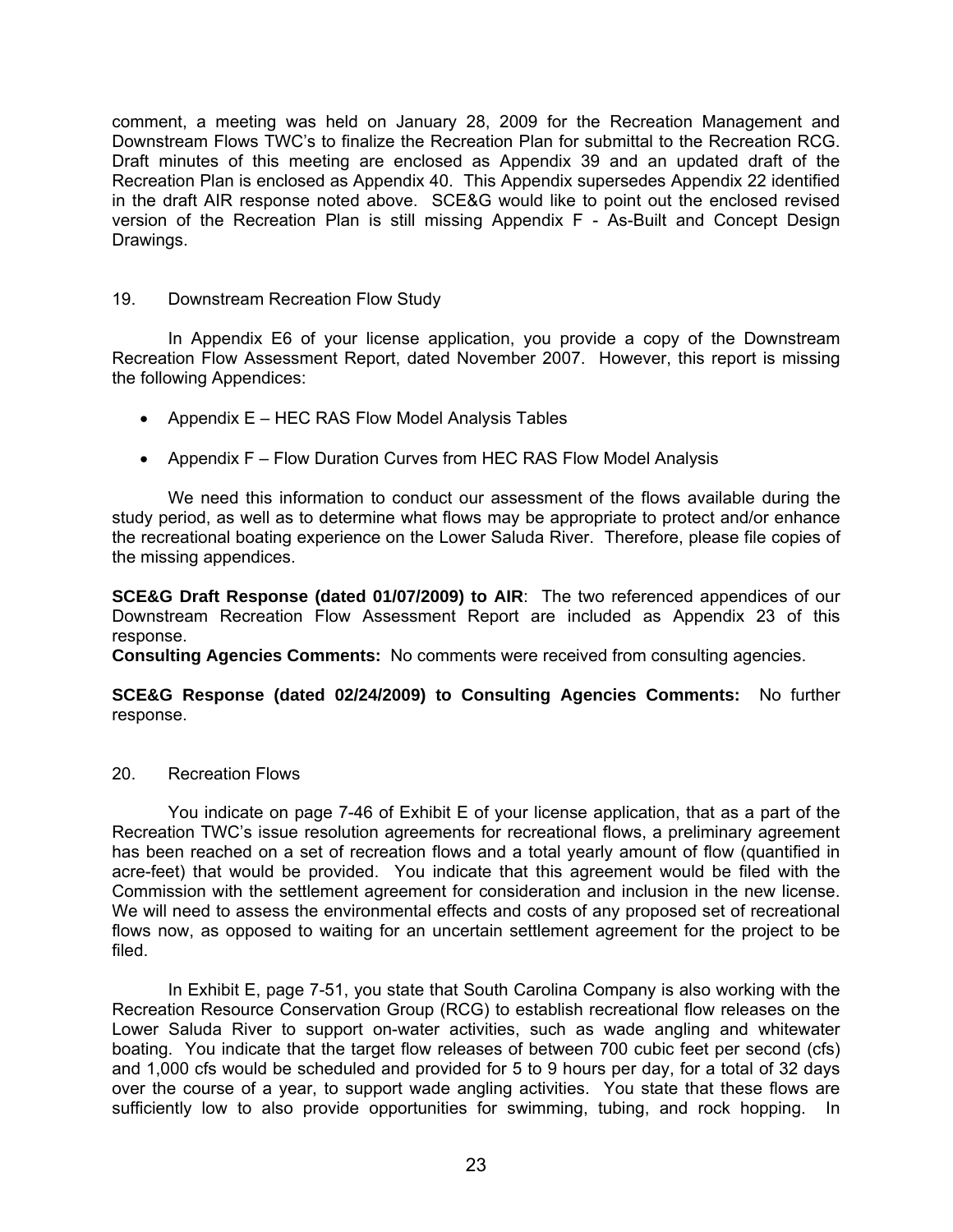comment, a meeting was held on January 28, 2009 for the Recreation Management and Downstream Flows TWC's to finalize the Recreation Plan for submittal to the Recreation RCG. Draft minutes of this meeting are enclosed as Appendix 39 and an updated draft of the Recreation Plan is enclosed as Appendix 40. This Appendix supersedes Appendix 22 identified in the draft AIR response noted above. SCE&G would like to point out the enclosed revised version of the Recreation Plan is still missing Appendix F - As-Built and Concept Design Drawings.

19. Downstream Recreation Flow Study

In Appendix E6 of your license application, you provide a copy of the Downstream Recreation Flow Assessment Report, dated November 2007. However, this report is missing the following Appendices:

- Appendix E – HEC RAS Flow Model Analysis Tables
- Appendix F – Flow Duration Curves from HEC RAS Flow Model Analysis

We need this information to conduct our assessment of the flows available during the study period, as well as to determine what flows may be appropriate to protect and/or enhance the recreational boating experience on the Lower Saluda River. Therefore, please file copies of the missing appendices.

**SCE&G Draft Response (dated 01/07/2009) to AIR**: The two referenced appendices of our Downstream Recreation Flow Assessment Report are included as Appendix 23 of this response.

**Consulting Agencies Comments:** No comments were received from consulting agencies.

**SCE&G Response (dated 02/24/2009) to Consulting Agencies Comments:** No further response.

20. Recreation Flows

You indicate on page 7-46 of Exhibit E of your license application, that as a part of the Recreation TWC's issue resolution agreements for recreational flows, a preliminary agreement has been reached on a set of recreation flows and a total yearly amount of flow (quantified in acre-feet) that would be provided. You indicate that this agreement would be filed with the Commission with the settlement agreement for consideration and inclusion in the new license. We will need to assess the environmental effects and costs of any proposed set of recreational flows now, as opposed to waiting for an uncertain settlement agreement for the project to be filed.

In Exhibit E, page 7-51, you state that South Carolina Company is also working with the Recreation Resource Conservation Group (RCG) to establish recreational flow releases on the Lower Saluda River to support on-water activities, such as wade angling and whitewater boating. You indicate that the target flow releases of between 700 cubic feet per second (cfs) and 1,000 cfs would be scheduled and provided for 5 to 9 hours per day, for a total of 32 days over the course of a year, to support wade angling activities. You state that these flows are sufficiently low to also provide opportunities for swimming, tubing, and rock hopping. In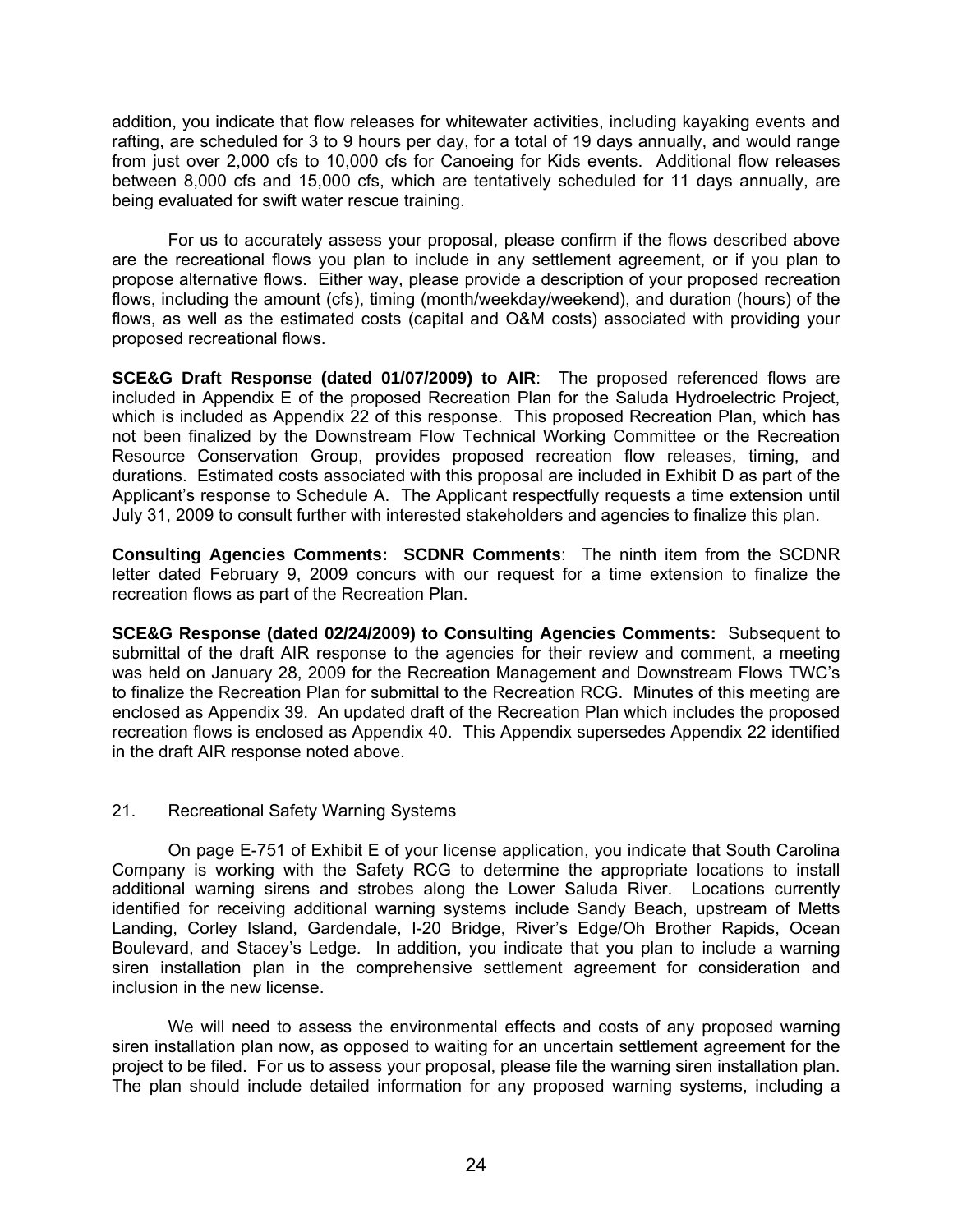addition, you indicate that flow releases for whitewater activities, including kayaking events and rafting, are scheduled for 3 to 9 hours per day, for a total of 19 days annually, and would range from just over 2,000 cfs to 10,000 cfs for Canoeing for Kids events. Additional flow releases between 8,000 cfs and 15,000 cfs, which are tentatively scheduled for 11 days annually, are being evaluated for swift water rescue training.

For us to accurately assess your proposal, please confirm if the flows described above are the recreational flows you plan to include in any settlement agreement, or if you plan to propose alternative flows. Either way, please provide a description of your proposed recreation flows, including the amount (cfs), timing (month/weekday/weekend), and duration (hours) of the flows, as well as the estimated costs (capital and O&M costs) associated with providing your proposed recreational flows.

**SCE&G Draft Response (dated 01/07/2009) to AIR**: The proposed referenced flows are included in Appendix E of the proposed Recreation Plan for the Saluda Hydroelectric Project, which is included as Appendix 22 of this response. This proposed Recreation Plan, which has not been finalized by the Downstream Flow Technical Working Committee or the Recreation Resource Conservation Group, provides proposed recreation flow releases, timing, and durations. Estimated costs associated with this proposal are included in Exhibit D as part of the Applicant's response to Schedule A. The Applicant respectfully requests a time extension until July 31, 2009 to consult further with interested stakeholders and agencies to finalize this plan.

**Consulting Agencies Comments: SCDNR Comments**: The ninth item from the SCDNR letter dated February 9, 2009 concurs with our request for a time extension to finalize the recreation flows as part of the Recreation Plan.

**SCE&G Response (dated 02/24/2009) to Consulting Agencies Comments:** Subsequent to submittal of the draft AIR response to the agencies for their review and comment, a meeting was held on January 28, 2009 for the Recreation Management and Downstream Flows TWC's to finalize the Recreation Plan for submittal to the Recreation RCG. Minutes of this meeting are enclosed as Appendix 39. An updated draft of the Recreation Plan which includes the proposed recreation flows is enclosed as Appendix 40. This Appendix supersedes Appendix 22 identified in the draft AIR response noted above.

21. Recreational Safety Warning Systems

On page E-751 of Exhibit E of your license application, you indicate that South Carolina Company is working with the Safety RCG to determine the appropriate locations to install additional warning sirens and strobes along the Lower Saluda River. Locations currently identified for receiving additional warning systems include Sandy Beach, upstream of Metts Landing, Corley Island, Gardendale, I-20 Bridge, River's Edge/Oh Brother Rapids, Ocean Boulevard, and Stacey's Ledge. In addition, you indicate that you plan to include a warning siren installation plan in the comprehensive settlement agreement for consideration and inclusion in the new license.

We will need to assess the environmental effects and costs of any proposed warning siren installation plan now, as opposed to waiting for an uncertain settlement agreement for the project to be filed. For us to assess your proposal, please file the warning siren installation plan. The plan should include detailed information for any proposed warning systems, including a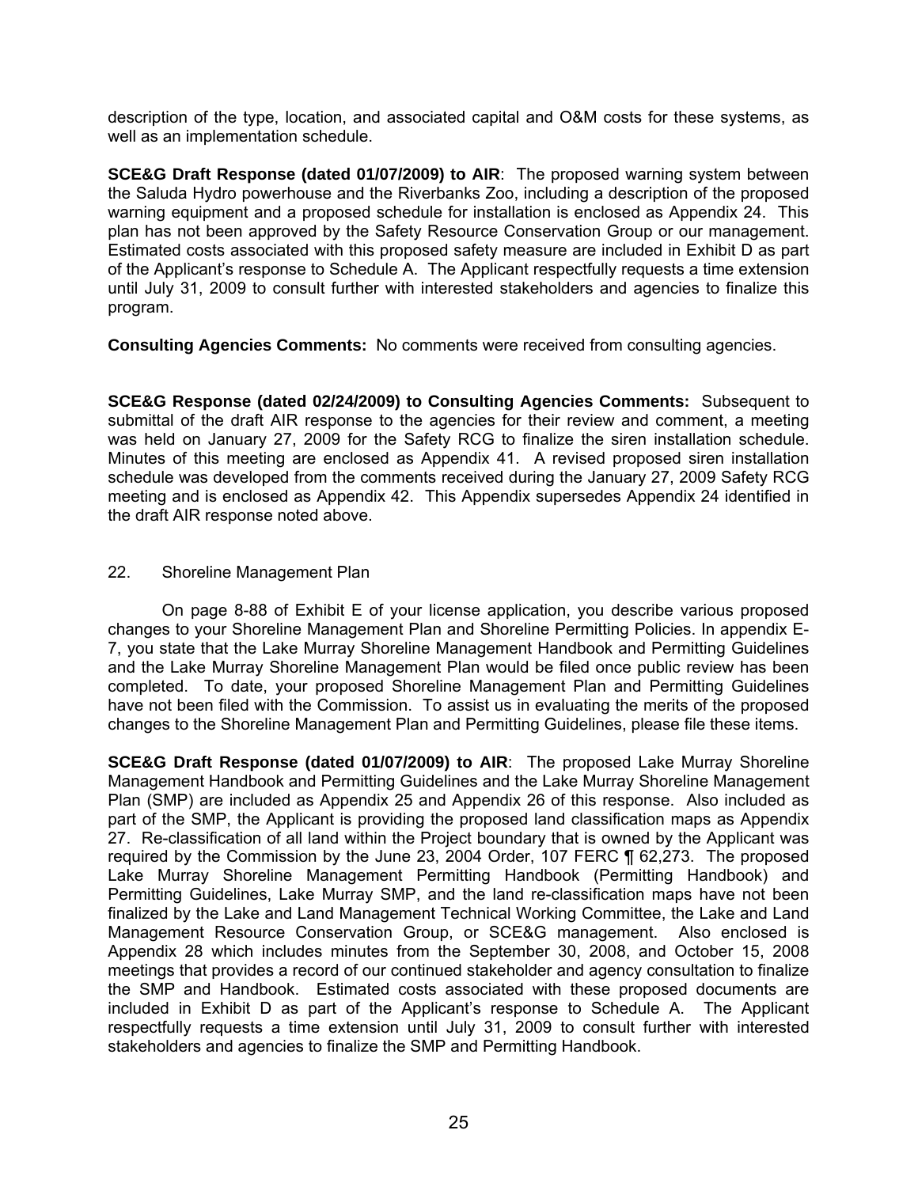description of the type, location, and associated capital and O&M costs for these systems, as well as an implementation schedule.

**SCE&G Draft Response (dated 01/07/2009) to AIR**: The proposed warning system between the Saluda Hydro powerhouse and the Riverbanks Zoo, including a description of the proposed warning equipment and a proposed schedule for installation is enclosed as Appendix 24. This plan has not been approved by the Safety Resource Conservation Group or our management. Estimated costs associated with this proposed safety measure are included in Exhibit D as part of the Applicant's response to Schedule A. The Applicant respectfully requests a time extension until July 31, 2009 to consult further with interested stakeholders and agencies to finalize this program.

**Consulting Agencies Comments:** No comments were received from consulting agencies.

**SCE&G Response (dated 02/24/2009) to Consulting Agencies Comments:** Subsequent to submittal of the draft AIR response to the agencies for their review and comment, a meeting was held on January 27, 2009 for the Safety RCG to finalize the siren installation schedule. Minutes of this meeting are enclosed as Appendix 41. A revised proposed siren installation schedule was developed from the comments received during the January 27, 2009 Safety RCG meeting and is enclosed as Appendix 42. This Appendix supersedes Appendix 24 identified in the draft AIR response noted above.

22. Shoreline Management Plan

On page 8-88 of Exhibit E of your license application, you describe various proposed changes to your Shoreline Management Plan and Shoreline Permitting Policies. In appendix E-7, you state that the Lake Murray Shoreline Management Handbook and Permitting Guidelines and the Lake Murray Shoreline Management Plan would be filed once public review has been completed. To date, your proposed Shoreline Management Plan and Permitting Guidelines have not been filed with the Commission. To assist us in evaluating the merits of the proposed changes to the Shoreline Management Plan and Permitting Guidelines, please file these items.

**SCE&G Draft Response (dated 01/07/2009) to AIR**: The proposed Lake Murray Shoreline Management Handbook and Permitting Guidelines and the Lake Murray Shoreline Management Plan (SMP) are included as Appendix 25 and Appendix 26 of this response. Also included as part of the SMP, the Applicant is providing the proposed land classification maps as Appendix 27. Re-classification of all land within the Project boundary that is owned by the Applicant was required by the Commission by the June 23, 2004 Order, 107 FERC ¶ 62,273. The proposed Lake Murray Shoreline Management Permitting Handbook (Permitting Handbook) and Permitting Guidelines, Lake Murray SMP, and the land re-classification maps have not been finalized by the Lake and Land Management Technical Working Committee, the Lake and Land Management Resource Conservation Group, or SCE&G management. Also enclosed is Appendix 28 which includes minutes from the September 30, 2008, and October 15, 2008 meetings that provides a record of our continued stakeholder and agency consultation to finalize the SMP and Handbook. Estimated costs associated with these proposed documents are included in Exhibit D as part of the Applicant's response to Schedule A. The Applicant respectfully requests a time extension until July 31, 2009 to consult further with interested stakeholders and agencies to finalize the SMP and Permitting Handbook.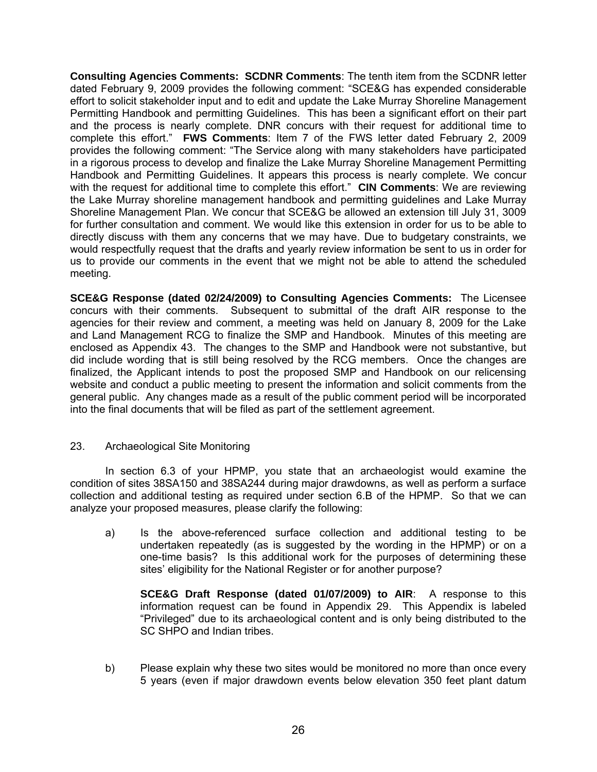**Consulting Agencies Comments: SCDNR Comments**: The tenth item from the SCDNR letter dated February 9, 2009 provides the following comment: "SCE&G has expended considerable effort to solicit stakeholder input and to edit and update the Lake Murray Shoreline Management Permitting Handbook and permitting Guidelines. This has been a significant effort on their part and the process is nearly complete. DNR concurs with their request for additional time to complete this effort." **FWS Comments**: Item 7 of the FWS letter dated February 2, 2009 provides the following comment: "The Service along with many stakeholders have participated in a rigorous process to develop and finalize the Lake Murray Shoreline Management Permitting Handbook and Permitting Guidelines. It appears this process is nearly complete. We concur with the request for additional time to complete this effort." **CIN Comments**: We are reviewing the Lake Murray shoreline management handbook and permitting guidelines and Lake Murray Shoreline Management Plan. We concur that SCE&G be allowed an extension till July 31, 3009 for further consultation and comment. We would like this extension in order for us to be able to directly discuss with them any concerns that we may have. Due to budgetary constraints, we would respectfully request that the drafts and yearly review information be sent to us in order for us to provide our comments in the event that we might not be able to attend the scheduled meeting.

**SCE&G Response (dated 02/24/2009) to Consulting Agencies Comments:** The Licensee concurs with their comments. Subsequent to submittal of the draft AIR response to the agencies for their review and comment, a meeting was held on January 8, 2009 for the Lake and Land Management RCG to finalize the SMP and Handbook. Minutes of this meeting are enclosed as Appendix 43. The changes to the SMP and Handbook were not substantive, but did include wording that is still being resolved by the RCG members. Once the changes are finalized, the Applicant intends to post the proposed SMP and Handbook on our relicensing website and conduct a public meeting to present the information and solicit comments from the general public. Any changes made as a result of the public comment period will be incorporated into the final documents that will be filed as part of the settlement agreement.

23. Archaeological Site Monitoring

In section 6.3 of your HPMP, you state that an archaeologist would examine the condition of sites 38SA150 and 38SA244 during major drawdowns, as well as perform a surface collection and additional testing as required under section 6.B of the HPMP. So that we can analyze your proposed measures, please clarify the following:

a) Is the above-referenced surface collection and additional testing to be undertaken repeatedly (as is suggested by the wording in the HPMP) or on a one-time basis? Is this additional work for the purposes of determining these sites' eligibility for the National Register or for another purpose?

   **SCE&G Draft Response (dated 01/07/2009) to AIR**: A response to this information request can be found in Appendix 29. This Appendix is labeled "Privileged" due to its archaeological content and is only being distributed to the SC SHPO and Indian tribes.

b) Please explain why these two sites would be monitored no more than once every 5 years (even if major drawdown events below elevation 350 feet plant datum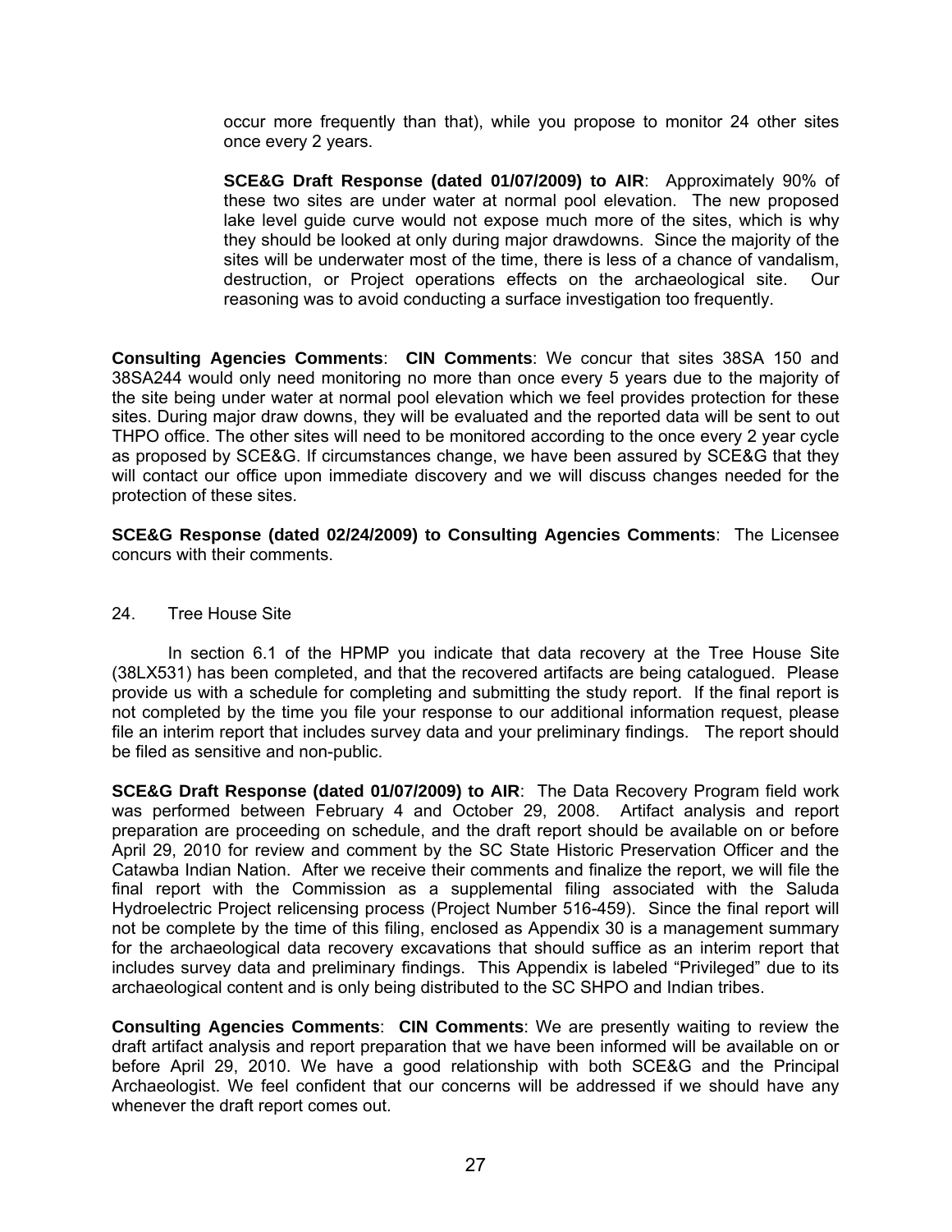occur more frequently than that), while you propose to monitor 24 other sites once every 2 years.

**SCE&G Draft Response (dated 01/07/2009) to AIR**: Approximately 90% of these two sites are under water at normal pool elevation. The new proposed lake level guide curve would not expose much more of the sites, which is why they should be looked at only during major drawdowns. Since the majority of the sites will be underwater most of the time, there is less of a chance of vandalism, destruction, or Project operations effects on the archaeological site. Our reasoning was to avoid conducting a surface investigation too frequently.

**Consulting Agencies Comments**: **CIN Comments**: We concur that sites 38SA 150 and 38SA244 would only need monitoring no more than once every 5 years due to the majority of the site being under water at normal pool elevation which we feel provides protection for these sites. During major draw downs, they will be evaluated and the reported data will be sent to out THPO office. The other sites will need to be monitored according to the once every 2 year cycle as proposed by SCE&G. If circumstances change, we have been assured by SCE&G that they will contact our office upon immediate discovery and we will discuss changes needed for the protection of these sites.

**SCE&G Response (dated 02/24/2009) to Consulting Agencies Comments**: The Licensee concurs with their comments.

24. Tree House Site

In section 6.1 of the HPMP you indicate that data recovery at the Tree House Site (38LX531) has been completed, and that the recovered artifacts are being catalogued. Please provide us with a schedule for completing and submitting the study report. If the final report is not completed by the time you file your response to our additional information request, please file an interim report that includes survey data and your preliminary findings. The report should be filed as sensitive and non-public.

**SCE&G Draft Response (dated 01/07/2009) to AIR**: The Data Recovery Program field work was performed between February 4 and October 29, 2008. Artifact analysis and report preparation are proceeding on schedule, and the draft report should be available on or before April 29, 2010 for review and comment by the SC State Historic Preservation Officer and the Catawba Indian Nation. After we receive their comments and finalize the report, we will file the final report with the Commission as a supplemental filing associated with the Saluda Hydroelectric Project relicensing process (Project Number 516-459). Since the final report will not be complete by the time of this filing, enclosed as Appendix 30 is a management summary for the archaeological data recovery excavations that should suffice as an interim report that includes survey data and preliminary findings. This Appendix is labeled "Privileged" due to its archaeological content and is only being distributed to the SC SHPO and Indian tribes.

**Consulting Agencies Comments**: **CIN Comments**: We are presently waiting to review the draft artifact analysis and report preparation that we have been informed will be available on or before April 29, 2010. We have a good relationship with both SCE&G and the Principal Archaeologist. We feel confident that our concerns will be addressed if we should have any whenever the draft report comes out.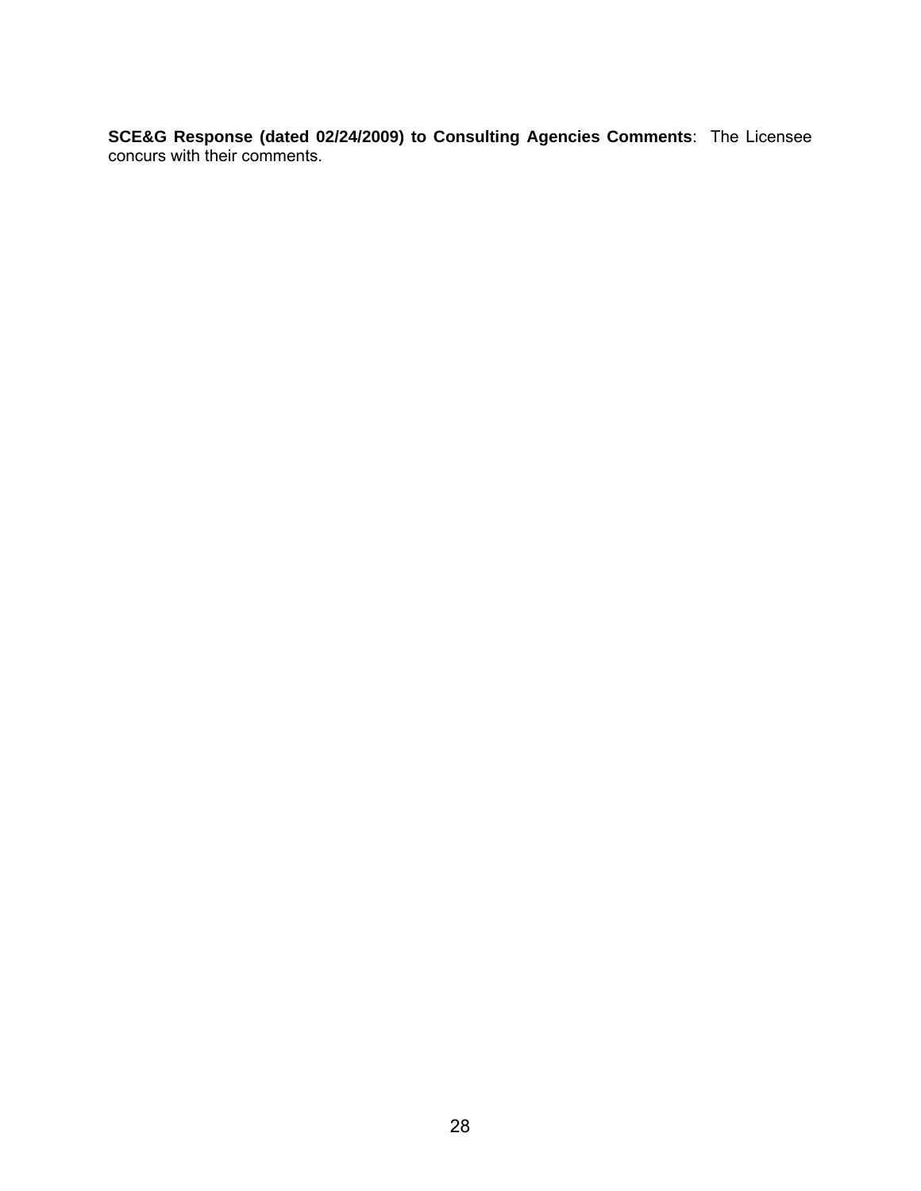**SCE&G Response (dated 02/24/2009) to Consulting Agencies Comments**: The Licensee concurs with their comments.